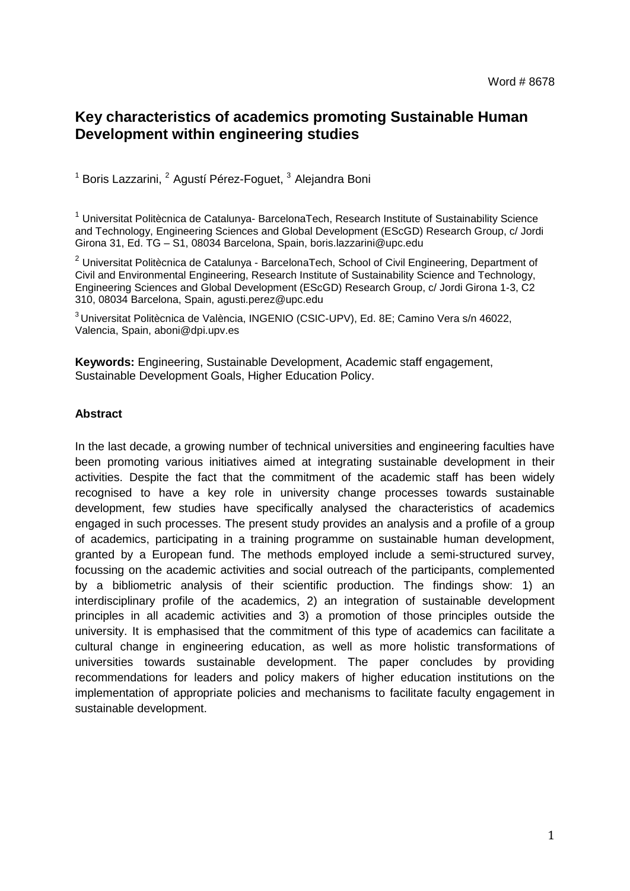Word # 8678

# Key characteristics of academics promoting Sustainable Human Development within engineering studies

[1] Boris Lazzarini, [2] Agustí Pérez-Foguet, [3] Alejandra Boni

[1] Universitat Politècnica de Catalunya- BarcelonaTech, Research Institute of Sustainability Science and Technology, Engineering Sciences and Global Development (EScGD) Research Group, c/ Jordi Girona 31, Ed. TG – S1, 08034 Barcelona, Spain, boris.lazzarini@upc.edu

[2] Universitat Politècnica de Catalunya - BarcelonaTech, School of Civil Engineering, Department of Civil and Environmental Engineering, Research Institute of Sustainability Science and Technology, Engineering Sciences and Global Development (EScGD) Research Group, c/ Jordi Girona 1-3, C2 310, 08034 Barcelona, Spain, agusti.perez@upc.edu

[3] Universitat Politècnica de València, INGENIO (CSIC-UPV), Ed. 8E; Camino Vera s/n 46022, Valencia, Spain, aboni@dpi.upv.es

**Keywords:** Engineering, Sustainable Development, Academic staff engagement, Sustainable Development Goals, Higher Education Policy.

**Abstract**

In the last decade, a growing number of technical universities and engineering faculties have been promoting various initiatives aimed at integrating sustainable development in their activities. Despite the fact that the commitment of the academic staff has been widely recognised to have a key role in university change processes towards sustainable development, few studies have specifically analysed the characteristics of academics engaged in such processes. The present study provides an analysis and a profile of a group of academics, participating in a training programme on sustainable human development, granted by a European fund. The methods employed include a semi-structured survey, focussing on the academic activities and social outreach of the participants, complemented by a bibliometric analysis of their scientific production. The findings show: 1) an interdisciplinary profile of the academics, 2) an integration of sustainable development principles in all academic activities and 3) a promotion of those principles outside the university. It is emphasised that the commitment of this type of academics can facilitate a cultural change in engineering education, as well as more holistic transformations of universities towards sustainable development. The paper concludes by providing recommendations for leaders and policy makers of higher education institutions on the implementation of appropriate policies and mechanisms to facilitate faculty engagement in sustainable development.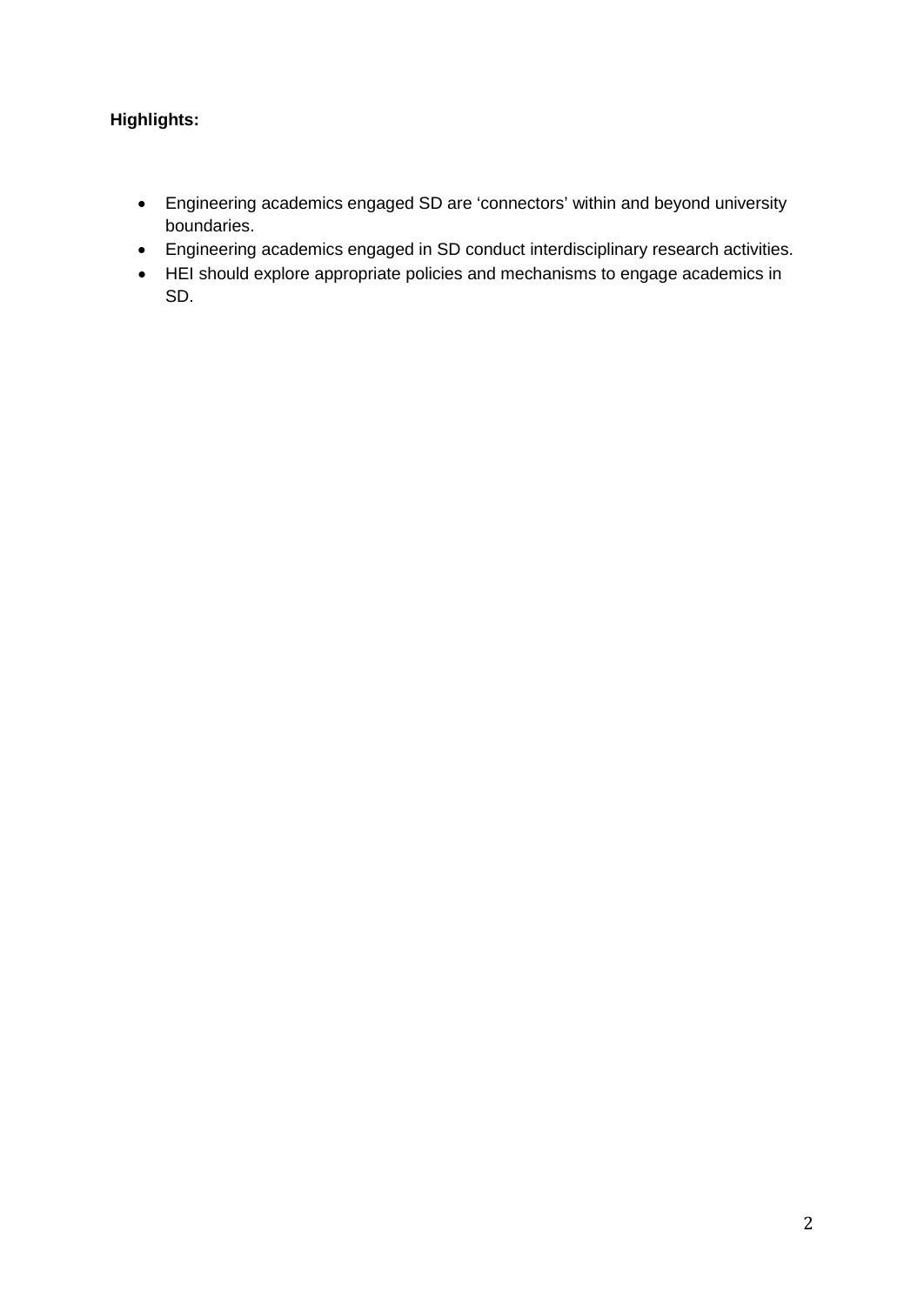**Highlights:**

- Engineering academics engaged SD are 'connectors' within and beyond university boundaries.
- Engineering academics engaged in SD conduct interdisciplinary research activities.
- HEI should explore appropriate policies and mechanisms to engage academics in SD.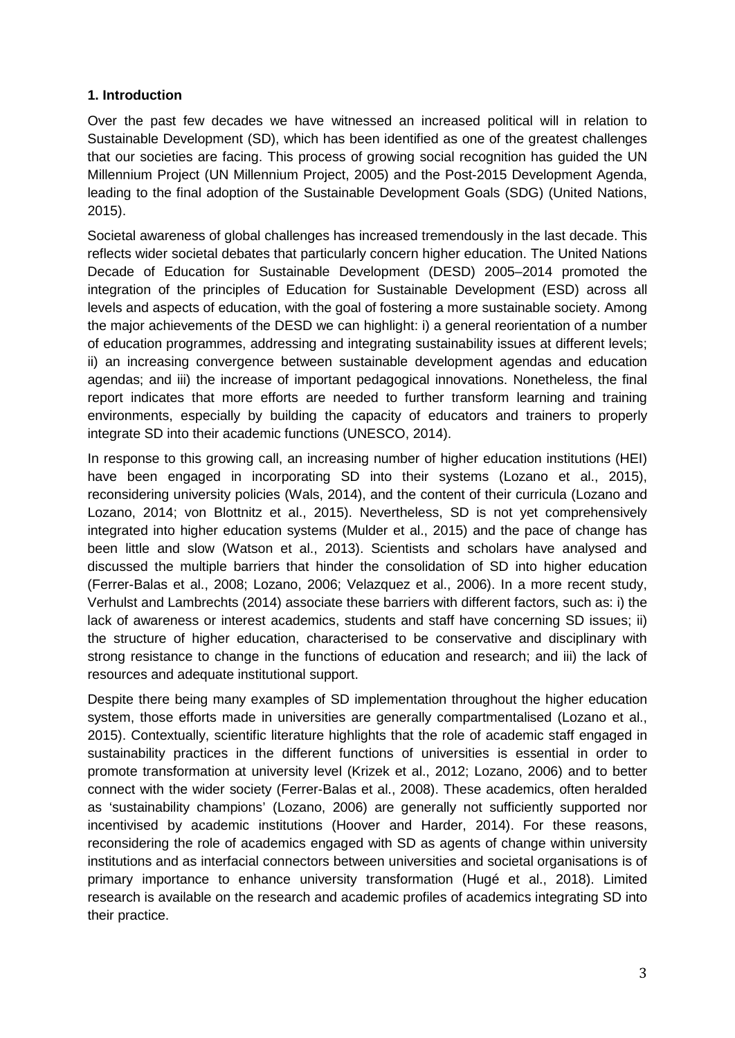## 1. Introduction

Over the past few decades we have witnessed an increased political will in relation to Sustainable Development (SD), which has been identified as one of the greatest challenges that our societies are facing. This process of growing social recognition has guided the UN Millennium Project (UN Millennium Project, 2005) and the Post-2015 Development Agenda, leading to the final adoption of the Sustainable Development Goals (SDG) (United Nations, 2015).

Societal awareness of global challenges has increased tremendously in the last decade. This reflects wider societal debates that particularly concern higher education. The United Nations Decade of Education for Sustainable Development (DESD) 2005–2014 promoted the integration of the principles of Education for Sustainable Development (ESD) across all levels and aspects of education, with the goal of fostering a more sustainable society. Among the major achievements of the DESD we can highlight: i) a general reorientation of a number of education programmes, addressing and integrating sustainability issues at different levels; ii) an increasing convergence between sustainable development agendas and education agendas; and iii) the increase of important pedagogical innovations. Nonetheless, the final report indicates that more efforts are needed to further transform learning and training environments, especially by building the capacity of educators and trainers to properly integrate SD into their academic functions (UNESCO, 2014).

In response to this growing call, an increasing number of higher education institutions (HEI) have been engaged in incorporating SD into their systems (Lozano et al., 2015), reconsidering university policies (Wals, 2014), and the content of their curricula (Lozano and Lozano, 2014; von Blottnitz et al., 2015). Nevertheless, SD is not yet comprehensively integrated into higher education systems (Mulder et al., 2015) and the pace of change has been little and slow (Watson et al., 2013). Scientists and scholars have analysed and discussed the multiple barriers that hinder the consolidation of SD into higher education (Ferrer-Balas et al., 2008; Lozano, 2006; Velazquez et al., 2006). In a more recent study, Verhulst and Lambrechts (2014) associate these barriers with different factors, such as: i) the lack of awareness or interest academics, students and staff have concerning SD issues; ii) the structure of higher education, characterised to be conservative and disciplinary with strong resistance to change in the functions of education and research; and iii) the lack of resources and adequate institutional support.

Despite there being many examples of SD implementation throughout the higher education system, those efforts made in universities are generally compartmentalised (Lozano et al., 2015). Contextually, scientific literature highlights that the role of academic staff engaged in sustainability practices in the different functions of universities is essential in order to promote transformation at university level (Krizek et al., 2012; Lozano, 2006) and to better connect with the wider society (Ferrer-Balas et al., 2008). These academics, often heralded as 'sustainability champions' (Lozano, 2006) are generally not sufficiently supported nor incentivised by academic institutions (Hoover and Harder, 2014). For these reasons, reconsidering the role of academics engaged with SD as agents of change within university institutions and as interfacial connectors between universities and societal organisations is of primary importance to enhance university transformation (Hugé et al., 2018). Limited research is available on the research and academic profiles of academics integrating SD into their practice.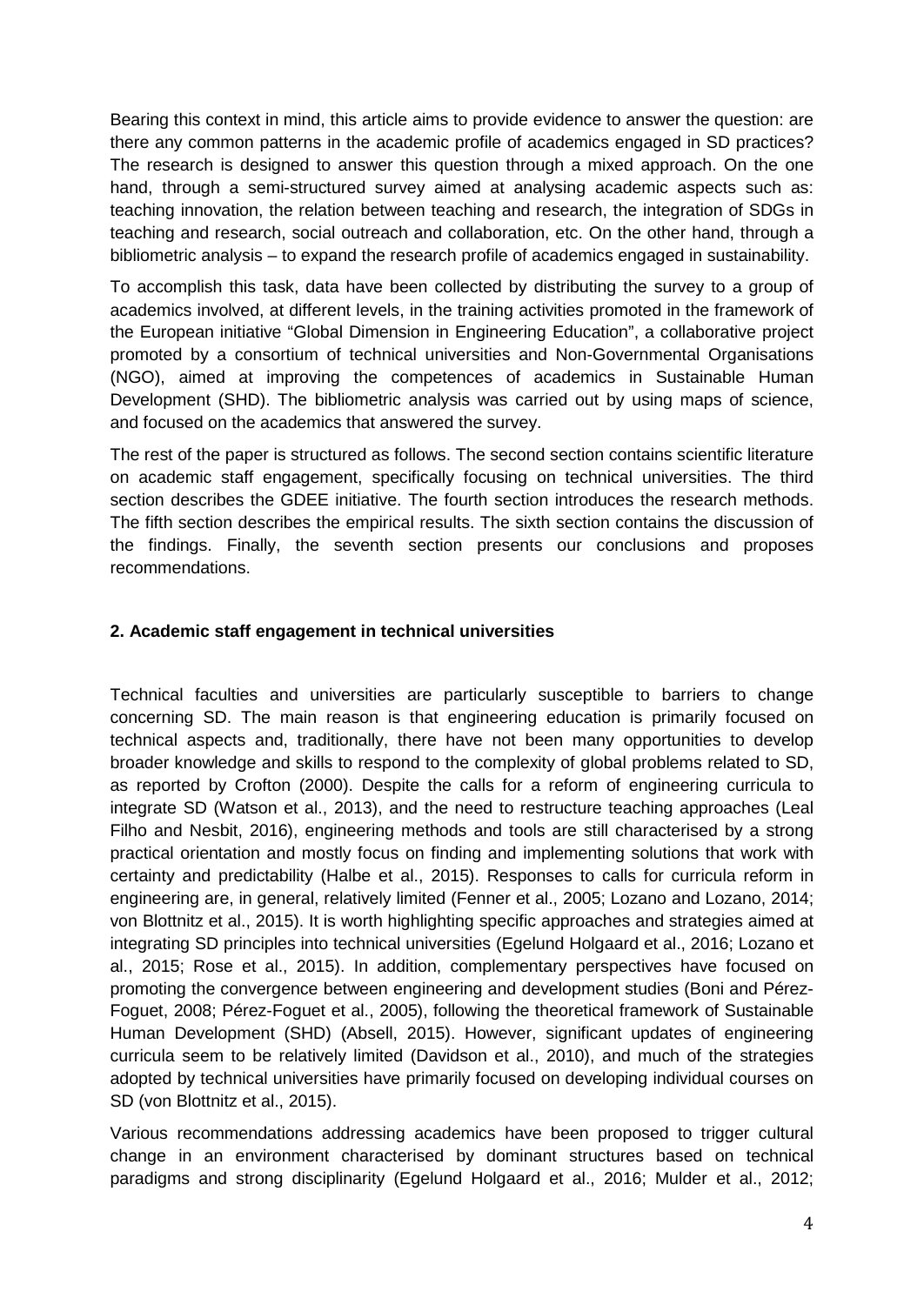Bearing this context in mind, this article aims to provide evidence to answer the question: are there any common patterns in the academic profile of academics engaged in SD practices? The research is designed to answer this question through a mixed approach. On the one hand, through a semi-structured survey aimed at analysing academic aspects such as: teaching innovation, the relation between teaching and research, the integration of SDGs in teaching and research, social outreach and collaboration, etc. On the other hand, through a bibliometric analysis – to expand the research profile of academics engaged in sustainability.

To accomplish this task, data have been collected by distributing the survey to a group of academics involved, at different levels, in the training activities promoted in the framework of the European initiative "Global Dimension in Engineering Education", a collaborative project promoted by a consortium of technical universities and Non-Governmental Organisations (NGO), aimed at improving the competences of academics in Sustainable Human Development (SHD). The bibliometric analysis was carried out by using maps of science, and focused on the academics that answered the survey.

The rest of the paper is structured as follows. The second section contains scientific literature on academic staff engagement, specifically focusing on technical universities. The third section describes the GDEE initiative. The fourth section introduces the research methods. The fifth section describes the empirical results. The sixth section contains the discussion of the findings. Finally, the seventh section presents our conclusions and proposes recommendations.

## 2. Academic staff engagement in technical universities

Technical faculties and universities are particularly susceptible to barriers to change concerning SD. The main reason is that engineering education is primarily focused on technical aspects and, traditionally, there have not been many opportunities to develop broader knowledge and skills to respond to the complexity of global problems related to SD, as reported by Crofton (2000). Despite the calls for a reform of engineering curricula to integrate SD (Watson et al., 2013), and the need to restructure teaching approaches (Leal Filho and Nesbit, 2016), engineering methods and tools are still characterised by a strong practical orientation and mostly focus on finding and implementing solutions that work with certainty and predictability (Halbe et al., 2015). Responses to calls for curricula reform in engineering are, in general, relatively limited (Fenner et al., 2005; Lozano and Lozano, 2014; von Blottnitz et al., 2015). It is worth highlighting specific approaches and strategies aimed at integrating SD principles into technical universities (Egelund Holgaard et al., 2016; Lozano et al., 2015; Rose et al., 2015). In addition, complementary perspectives have focused on promoting the convergence between engineering and development studies (Boni and Pérez-Foguet, 2008; Pérez-Foguet et al., 2005), following the theoretical framework of Sustainable Human Development (SHD) (Absell, 2015). However, significant updates of engineering curricula seem to be relatively limited (Davidson et al., 2010), and much of the strategies adopted by technical universities have primarily focused on developing individual courses on SD (von Blottnitz et al., 2015).

Various recommendations addressing academics have been proposed to trigger cultural change in an environment characterised by dominant structures based on technical paradigms and strong disciplinarity (Egelund Holgaard et al., 2016; Mulder et al., 2012;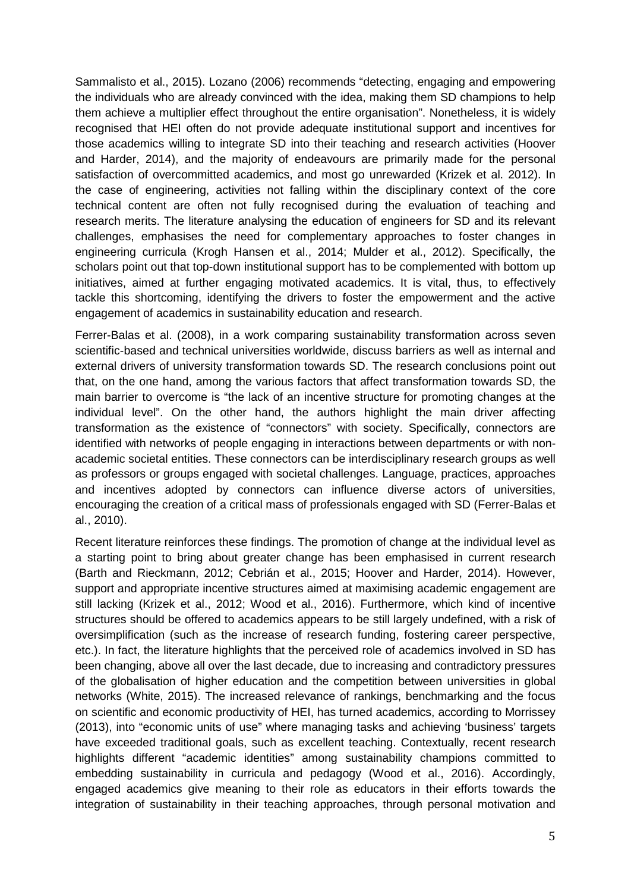Sammalisto et al., 2015). Lozano (2006) recommends "detecting, engaging and empowering the individuals who are already convinced with the idea, making them SD champions to help them achieve a multiplier effect throughout the entire organisation". Nonetheless, it is widely recognised that HEI often do not provide adequate institutional support and incentives for those academics willing to integrate SD into their teaching and research activities (Hoover and Harder, 2014), and the majority of endeavours are primarily made for the personal satisfaction of overcommitted academics, and most go unrewarded (Krizek et al. 2012). In the case of engineering, activities not falling within the disciplinary context of the core technical content are often not fully recognised during the evaluation of teaching and research merits. The literature analysing the education of engineers for SD and its relevant challenges, emphasises the need for complementary approaches to foster changes in engineering curricula (Krogh Hansen et al., 2014; Mulder et al., 2012). Specifically, the scholars point out that top-down institutional support has to be complemented with bottom up initiatives, aimed at further engaging motivated academics. It is vital, thus, to effectively tackle this shortcoming, identifying the drivers to foster the empowerment and the active engagement of academics in sustainability education and research.

Ferrer-Balas et al. (2008), in a work comparing sustainability transformation across seven scientific-based and technical universities worldwide, discuss barriers as well as internal and external drivers of university transformation towards SD. The research conclusions point out that, on the one hand, among the various factors that affect transformation towards SD, the main barrier to overcome is "the lack of an incentive structure for promoting changes at the individual level". On the other hand, the authors highlight the main driver affecting transformation as the existence of "connectors" with society. Specifically, connectors are identified with networks of people engaging in interactions between departments or with non-academic societal entities. These connectors can be interdisciplinary research groups as well as professors or groups engaged with societal challenges. Language, practices, approaches and incentives adopted by connectors can influence diverse actors of universities, encouraging the creation of a critical mass of professionals engaged with SD (Ferrer-Balas et al., 2010).

Recent literature reinforces these findings. The promotion of change at the individual level as a starting point to bring about greater change has been emphasised in current research (Barth and Rieckmann, 2012; Cebrián et al., 2015; Hoover and Harder, 2014). However, support and appropriate incentive structures aimed at maximising academic engagement are still lacking (Krizek et al., 2012; Wood et al., 2016). Furthermore, which kind of incentive structures should be offered to academics appears to be still largely undefined, with a risk of oversimplification (such as the increase of research funding, fostering career perspective, etc.). In fact, the literature highlights that the perceived role of academics involved in SD has been changing, above all over the last decade, due to increasing and contradictory pressures of the globalisation of higher education and the competition between universities in global networks (White, 2015). The increased relevance of rankings, benchmarking and the focus on scientific and economic productivity of HEI, has turned academics, according to Morrissey (2013), into "economic units of use" where managing tasks and achieving 'business' targets have exceeded traditional goals, such as excellent teaching. Contextually, recent research highlights different "academic identities" among sustainability champions committed to embedding sustainability in curricula and pedagogy (Wood et al., 2016). Accordingly, engaged academics give meaning to their role as educators in their efforts towards the integration of sustainability in their teaching approaches, through personal motivation and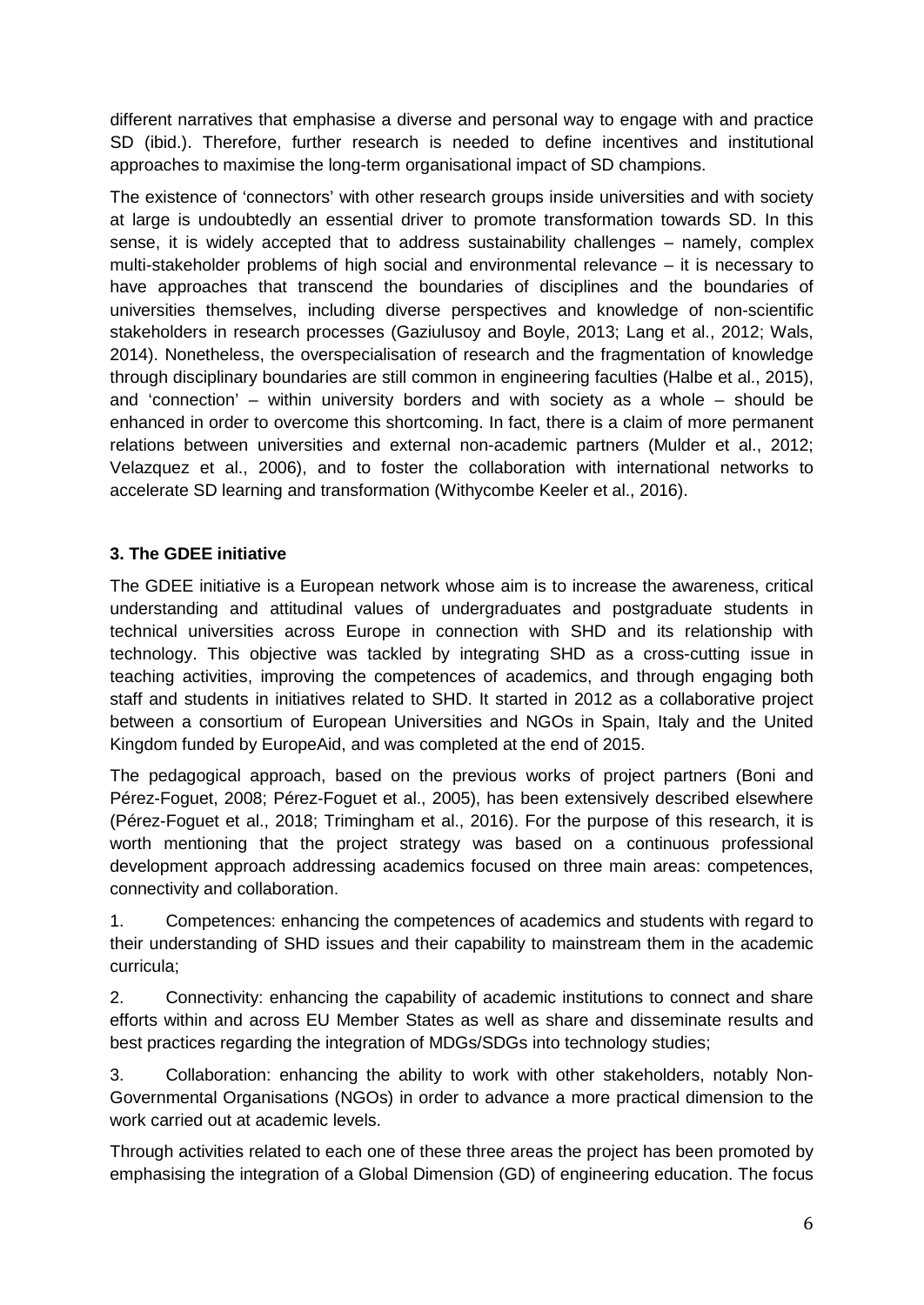different narratives that emphasise a diverse and personal way to engage with and practice SD (ibid.). Therefore, further research is needed to define incentives and institutional approaches to maximise the long-term organisational impact of SD champions.

The existence of 'connectors' with other research groups inside universities and with society at large is undoubtedly an essential driver to promote transformation towards SD. In this sense, it is widely accepted that to address sustainability challenges – namely, complex multi-stakeholder problems of high social and environmental relevance – it is necessary to have approaches that transcend the boundaries of disciplines and the boundaries of universities themselves, including diverse perspectives and knowledge of non-scientific stakeholders in research processes (Gaziulusoy and Boyle, 2013; Lang et al., 2012; Wals, 2014). Nonetheless, the overspecialisation of research and the fragmentation of knowledge through disciplinary boundaries are still common in engineering faculties (Halbe et al., 2015), and 'connection' – within university borders and with society as a whole – should be enhanced in order to overcome this shortcoming. In fact, there is a claim of more permanent relations between universities and external non-academic partners (Mulder et al., 2012; Velazquez et al., 2006), and to foster the collaboration with international networks to accelerate SD learning and transformation (Withycombe Keeler et al., 2016).

## 3. The GDEE initiative

The GDEE initiative is a European network whose aim is to increase the awareness, critical understanding and attitudinal values of undergraduates and postgraduate students in technical universities across Europe in connection with SHD and its relationship with technology. This objective was tackled by integrating SHD as a cross-cutting issue in teaching activities, improving the competences of academics, and through engaging both staff and students in initiatives related to SHD. It started in 2012 as a collaborative project between a consortium of European Universities and NGOs in Spain, Italy and the United Kingdom funded by EuropeAid, and was completed at the end of 2015.

The pedagogical approach, based on the previous works of project partners (Boni and Pérez-Foguet, 2008; Pérez-Foguet et al., 2005), has been extensively described elsewhere (Pérez-Foguet et al., 2018; Trimingham et al., 2016). For the purpose of this research, it is worth mentioning that the project strategy was based on a continuous professional development approach addressing academics focused on three main areas: competences, connectivity and collaboration.

1. Competences: enhancing the competences of academics and students with regard to their understanding of SHD issues and their capability to mainstream them in the academic curricula;

2. Connectivity: enhancing the capability of academic institutions to connect and share efforts within and across EU Member States as well as share and disseminate results and best practices regarding the integration of MDGs/SDGs into technology studies;

3. Collaboration: enhancing the ability to work with other stakeholders, notably Non-Governmental Organisations (NGOs) in order to advance a more practical dimension to the work carried out at academic levels.

Through activities related to each one of these three areas the project has been promoted by emphasising the integration of a Global Dimension (GD) of engineering education. The focus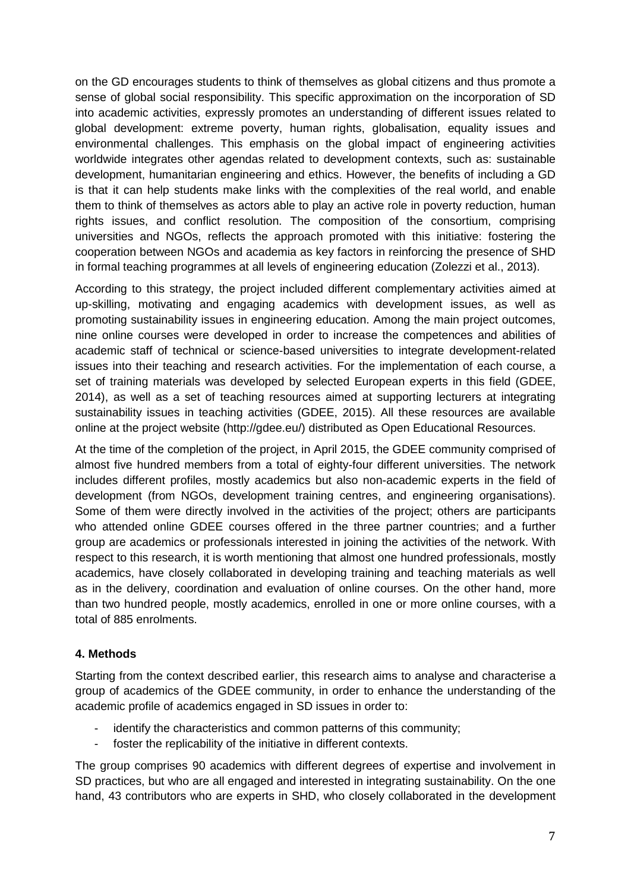on the GD encourages students to think of themselves as global citizens and thus promote a sense of global social responsibility. This specific approximation on the incorporation of SD into academic activities, expressly promotes an understanding of different issues related to global development: extreme poverty, human rights, globalisation, equality issues and environmental challenges. This emphasis on the global impact of engineering activities worldwide integrates other agendas related to development contexts, such as: sustainable development, humanitarian engineering and ethics. However, the benefits of including a GD is that it can help students make links with the complexities of the real world, and enable them to think of themselves as actors able to play an active role in poverty reduction, human rights issues, and conflict resolution. The composition of the consortium, comprising universities and NGOs, reflects the approach promoted with this initiative: fostering the cooperation between NGOs and academia as key factors in reinforcing the presence of SHD in formal teaching programmes at all levels of engineering education (Zolezzi et al., 2013).

According to this strategy, the project included different complementary activities aimed at up-skilling, motivating and engaging academics with development issues, as well as promoting sustainability issues in engineering education. Among the main project outcomes, nine online courses were developed in order to increase the competences and abilities of academic staff of technical or science-based universities to integrate development-related issues into their teaching and research activities. For the implementation of each course, a set of training materials was developed by selected European experts in this field (GDEE, 2014), as well as a set of teaching resources aimed at supporting lecturers at integrating sustainability issues in teaching activities (GDEE, 2015). All these resources are available online at the project website (http://gdee.eu/) distributed as Open Educational Resources.

At the time of the completion of the project, in April 2015, the GDEE community comprised of almost five hundred members from a total of eighty-four different universities. The network includes different profiles, mostly academics but also non-academic experts in the field of development (from NGOs, development training centres, and engineering organisations). Some of them were directly involved in the activities of the project; others are participants who attended online GDEE courses offered in the three partner countries; and a further group are academics or professionals interested in joining the activities of the network. With respect to this research, it is worth mentioning that almost one hundred professionals, mostly academics, have closely collaborated in developing training and teaching materials as well as in the delivery, coordination and evaluation of online courses. On the other hand, more than two hundred people, mostly academics, enrolled in one or more online courses, with a total of 885 enrolments.

## 4. Methods

Starting from the context described earlier, this research aims to analyse and characterise a group of academics of the GDEE community, in order to enhance the understanding of the academic profile of academics engaged in SD issues in order to:

- identify the characteristics and common patterns of this community;
- foster the replicability of the initiative in different contexts.

The group comprises 90 academics with different degrees of expertise and involvement in SD practices, but who are all engaged and interested in integrating sustainability. On the one hand, 43 contributors who are experts in SHD, who closely collaborated in the development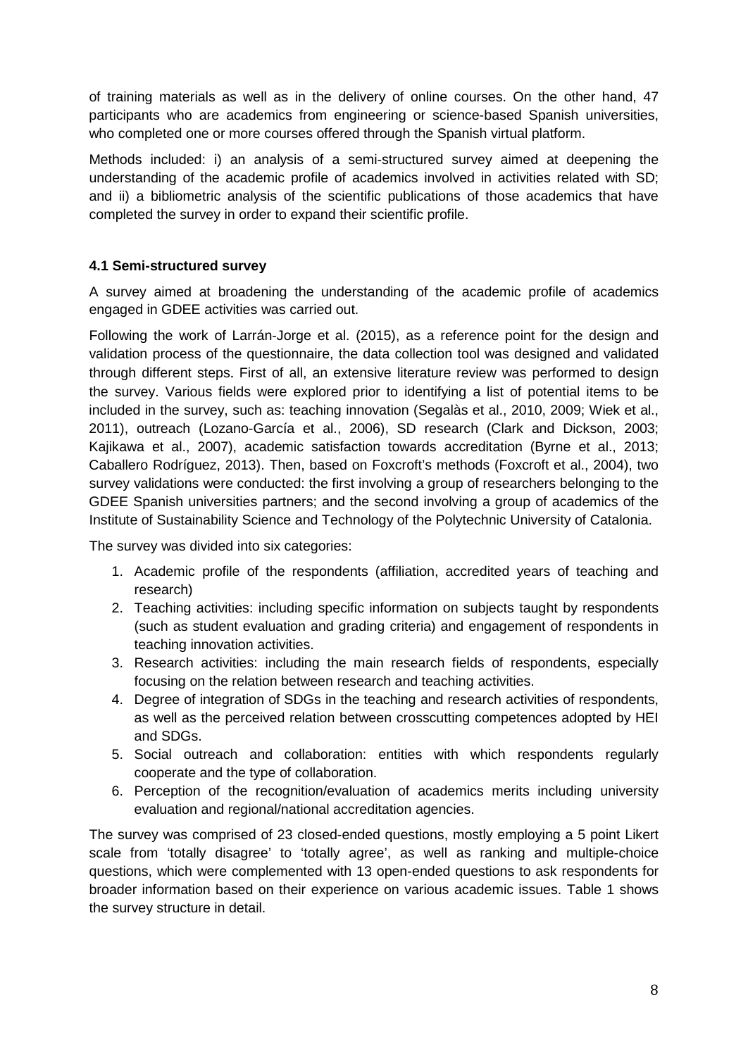of training materials as well as in the delivery of online courses. On the other hand, 47 participants who are academics from engineering or science-based Spanish universities, who completed one or more courses offered through the Spanish virtual platform.

Methods included: i) an analysis of a semi-structured survey aimed at deepening the understanding of the academic profile of academics involved in activities related with SD; and ii) a bibliometric analysis of the scientific publications of those academics that have completed the survey in order to expand their scientific profile.

#### 4.1 Semi-structured survey

A survey aimed at broadening the understanding of the academic profile of academics engaged in GDEE activities was carried out.

Following the work of Larrán-Jorge et al. (2015), as a reference point for the design and validation process of the questionnaire, the data collection tool was designed and validated through different steps. First of all, an extensive literature review was performed to design the survey. Various fields were explored prior to identifying a list of potential items to be included in the survey, such as: teaching innovation (Segalàs et al., 2010, 2009; Wiek et al., 2011), outreach (Lozano-García et al., 2006), SD research (Clark and Dickson, 2003; Kajikawa et al., 2007), academic satisfaction towards accreditation (Byrne et al., 2013; Caballero Rodríguez, 2013). Then, based on Foxcroft's methods (Foxcroft et al., 2004), two survey validations were conducted: the first involving a group of researchers belonging to the GDEE Spanish universities partners; and the second involving a group of academics of the Institute of Sustainability Science and Technology of the Polytechnic University of Catalonia.

The survey was divided into six categories:

1. Academic profile of the respondents (affiliation, accredited years of teaching and research)
2. Teaching activities: including specific information on subjects taught by respondents (such as student evaluation and grading criteria) and engagement of respondents in teaching innovation activities.
3. Research activities: including the main research fields of respondents, especially focusing on the relation between research and teaching activities.
4. Degree of integration of SDGs in the teaching and research activities of respondents, as well as the perceived relation between crosscutting competences adopted by HEI and SDGs.
5. Social outreach and collaboration: entities with which respondents regularly cooperate and the type of collaboration.
6. Perception of the recognition/evaluation of academics merits including university evaluation and regional/national accreditation agencies.

The survey was comprised of 23 closed-ended questions, mostly employing a 5 point Likert scale from 'totally disagree' to 'totally agree', as well as ranking and multiple-choice questions, which were complemented with 13 open-ended questions to ask respondents for broader information based on their experience on various academic issues. Table 1 shows the survey structure in detail.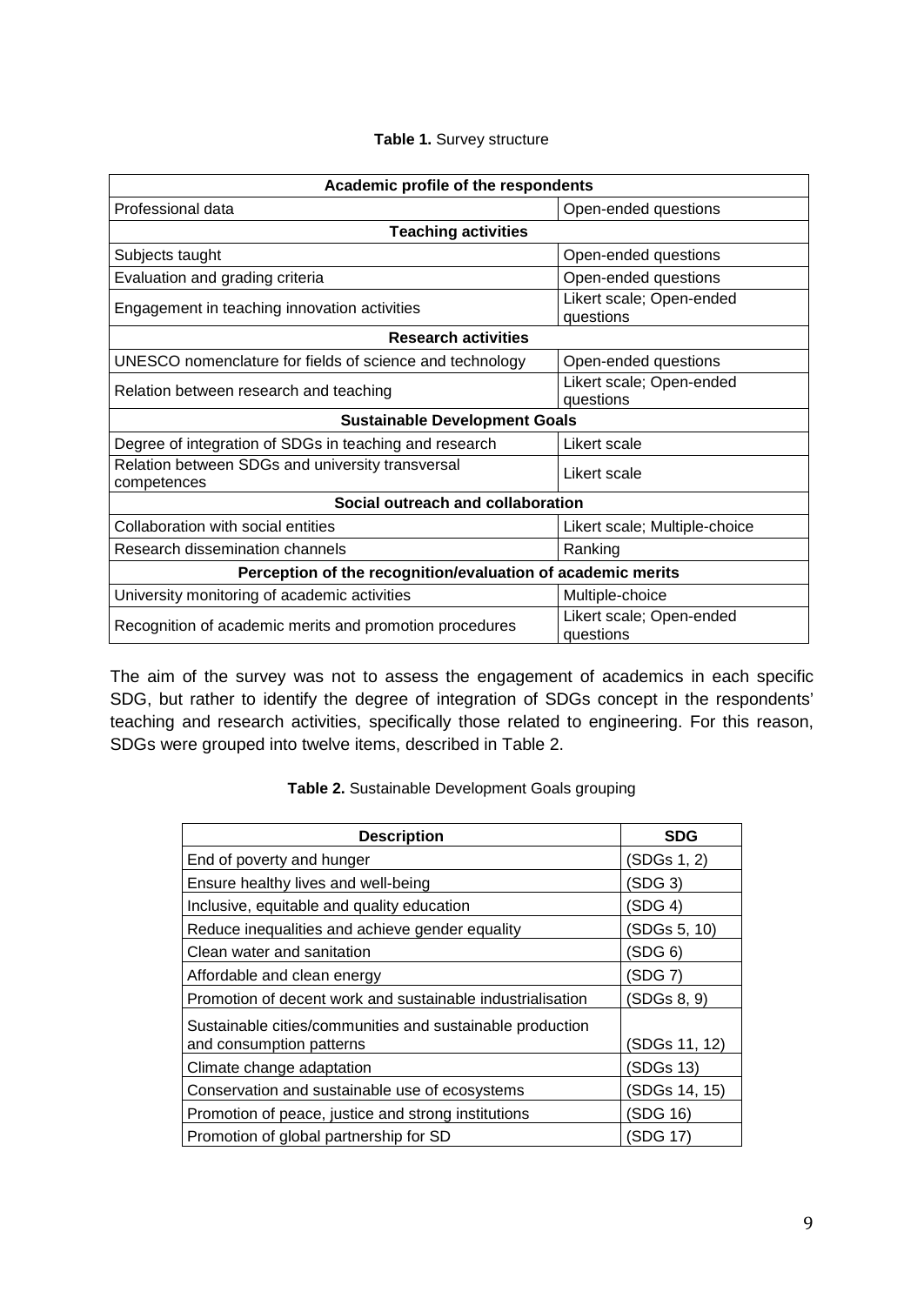**Table 1.** Survey structure

| Academic profile of the respondents | |
|---|---|
| Professional data | Open-ended questions |
| **Teaching activities** | |
| Subjects taught | Open-ended questions |
| Evaluation and grading criteria | Open-ended questions |
| Engagement in teaching innovation activities | Likert scale; Open-ended questions |
| **Research activities** | |
| UNESCO nomenclature for fields of science and technology | Open-ended questions |
| Relation between research and teaching | Likert scale; Open-ended questions |
| **Sustainable Development Goals** | |
| Degree of integration of SDGs in teaching and research | Likert scale |
| Relation between SDGs and university transversal competences | Likert scale |
| **Social outreach and collaboration** | |
| Collaboration with social entities | Likert scale; Multiple-choice |
| Research dissemination channels | Ranking |
| **Perception of the recognition/evaluation of academic merits** | |
| University monitoring of academic activities | Multiple-choice |
| Recognition of academic merits and promotion procedures | Likert scale; Open-ended questions |

The aim of the survey was not to assess the engagement of academics in each specific SDG, but rather to identify the degree of integration of SDGs concept in the respondents' teaching and research activities, specifically those related to engineering. For this reason, SDGs were grouped into twelve items, described in Table 2.

**Table 2.** Sustainable Development Goals grouping

| Description | SDG |
|---|---|
| End of poverty and hunger | (SDGs 1, 2) |
| Ensure healthy lives and well-being | (SDG 3) |
| Inclusive, equitable and quality education | (SDG 4) |
| Reduce inequalities and achieve gender equality | (SDGs 5, 10) |
| Clean water and sanitation | (SDG 6) |
| Affordable and clean energy | (SDG 7) |
| Promotion of decent work and sustainable industrialisation | (SDGs 8, 9) |
| Sustainable cities/communities and sustainable production and consumption patterns | (SDGs 11, 12) |
| Climate change adaptation | (SDGs 13) |
| Conservation and sustainable use of ecosystems | (SDGs 14, 15) |
| Promotion of peace, justice and strong institutions | (SDG 16) |
| Promotion of global partnership for SD | (SDG 17) |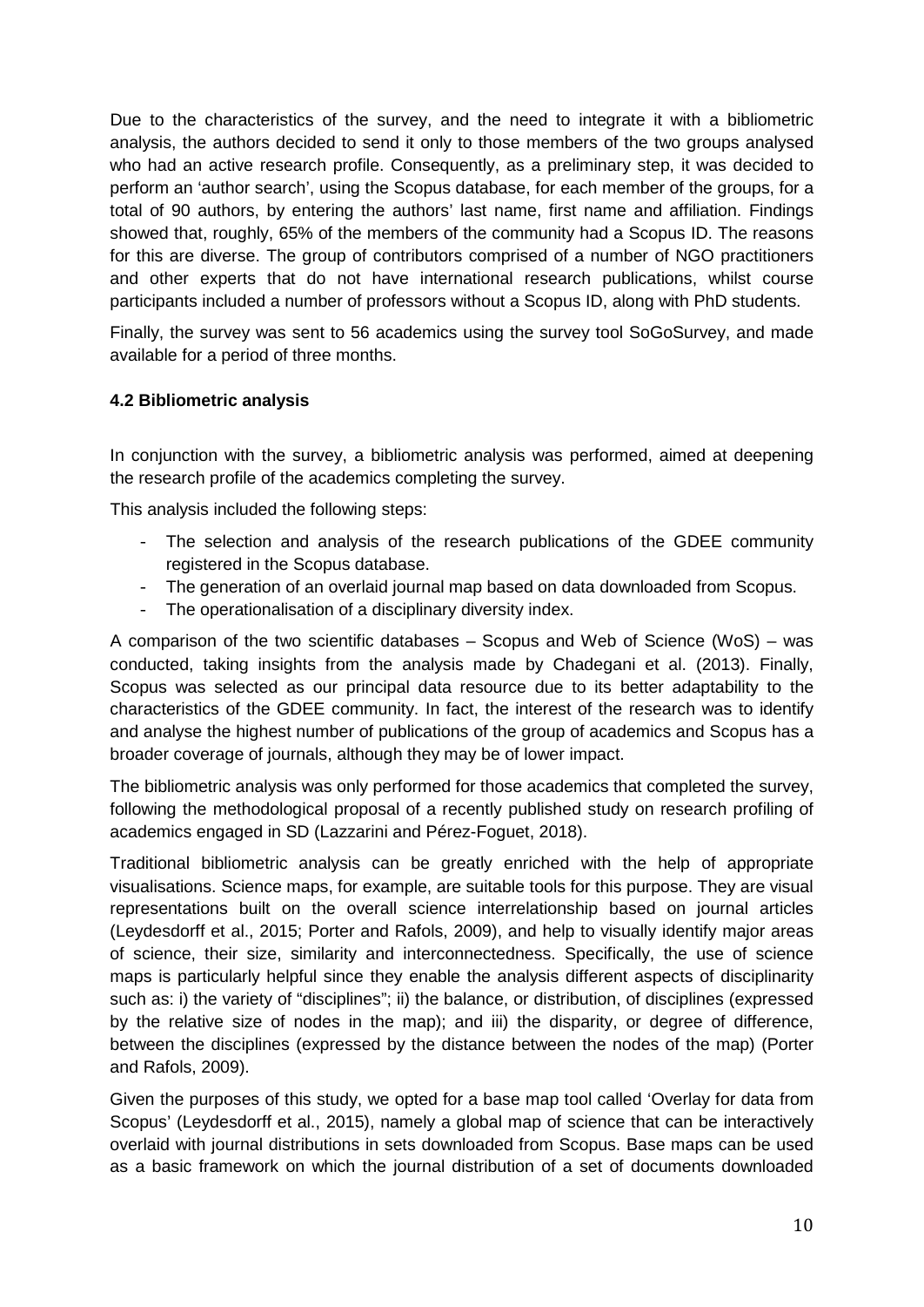Due to the characteristics of the survey, and the need to integrate it with a bibliometric analysis, the authors decided to send it only to those members of the two groups analysed who had an active research profile. Consequently, as a preliminary step, it was decided to perform an 'author search', using the Scopus database, for each member of the groups, for a total of 90 authors, by entering the authors' last name, first name and affiliation. Findings showed that, roughly, 65% of the members of the community had a Scopus ID. The reasons for this are diverse. The group of contributors comprised of a number of NGO practitioners and other experts that do not have international research publications, whilst course participants included a number of professors without a Scopus ID, along with PhD students.

Finally, the survey was sent to 56 academics using the survey tool SoGoSurvey, and made available for a period of three months.

### 4.2 Bibliometric analysis

In conjunction with the survey, a bibliometric analysis was performed, aimed at deepening the research profile of the academics completing the survey.

This analysis included the following steps:

- The selection and analysis of the research publications of the GDEE community registered in the Scopus database.
- The generation of an overlaid journal map based on data downloaded from Scopus.
- The operationalisation of a disciplinary diversity index.

A comparison of the two scientific databases – Scopus and Web of Science (WoS) – was conducted, taking insights from the analysis made by Chadegani et al. (2013). Finally, Scopus was selected as our principal data resource due to its better adaptability to the characteristics of the GDEE community. In fact, the interest of the research was to identify and analyse the highest number of publications of the group of academics and Scopus has a broader coverage of journals, although they may be of lower impact.

The bibliometric analysis was only performed for those academics that completed the survey, following the methodological proposal of a recently published study on research profiling of academics engaged in SD (Lazzarini and Pérez-Foguet, 2018).

Traditional bibliometric analysis can be greatly enriched with the help of appropriate visualisations. Science maps, for example, are suitable tools for this purpose. They are visual representations built on the overall science interrelationship based on journal articles (Leydesdorff et al., 2015; Porter and Rafols, 2009), and help to visually identify major areas of science, their size, similarity and interconnectedness. Specifically, the use of science maps is particularly helpful since they enable the analysis different aspects of disciplinarity such as: i) the variety of "disciplines"; ii) the balance, or distribution, of disciplines (expressed by the relative size of nodes in the map); and iii) the disparity, or degree of difference, between the disciplines (expressed by the distance between the nodes of the map) (Porter and Rafols, 2009).

Given the purposes of this study, we opted for a base map tool called 'Overlay for data from Scopus' (Leydesdorff et al., 2015), namely a global map of science that can be interactively overlaid with journal distributions in sets downloaded from Scopus. Base maps can be used as a basic framework on which the journal distribution of a set of documents downloaded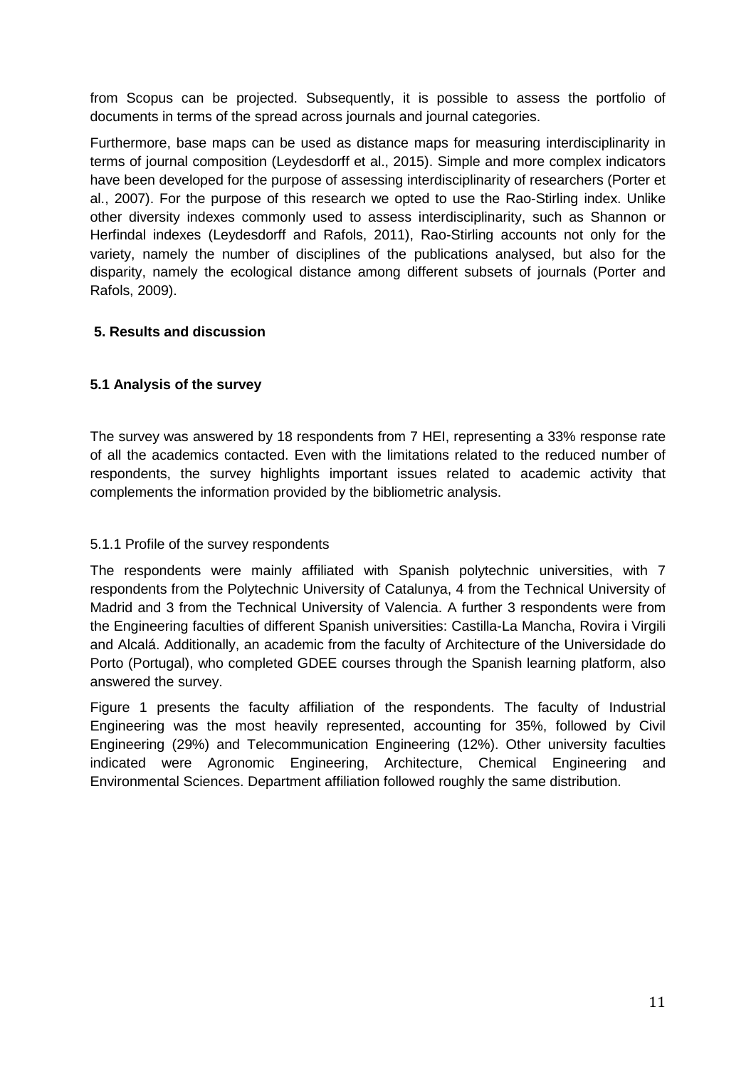from Scopus can be projected. Subsequently, it is possible to assess the portfolio of documents in terms of the spread across journals and journal categories.

Furthermore, base maps can be used as distance maps for measuring interdisciplinarity in terms of journal composition (Leydesdorff et al., 2015). Simple and more complex indicators have been developed for the purpose of assessing interdisciplinarity of researchers (Porter et al., 2007). For the purpose of this research we opted to use the Rao-Stirling index. Unlike other diversity indexes commonly used to assess interdisciplinarity, such as Shannon or Herfindal indexes (Leydesdorff and Rafols, 2011), Rao-Stirling accounts not only for the variety, namely the number of disciplines of the publications analysed, but also for the disparity, namely the ecological distance among different subsets of journals (Porter and Rafols, 2009).

## 5. Results and discussion

### 5.1 Analysis of the survey

The survey was answered by 18 respondents from 7 HEI, representing a 33% response rate of all the academics contacted. Even with the limitations related to the reduced number of respondents, the survey highlights important issues related to academic activity that complements the information provided by the bibliometric analysis.

#### 5.1.1 Profile of the survey respondents

The respondents were mainly affiliated with Spanish polytechnic universities, with 7 respondents from the Polytechnic University of Catalunya, 4 from the Technical University of Madrid and 3 from the Technical University of Valencia. A further 3 respondents were from the Engineering faculties of different Spanish universities: Castilla-La Mancha, Rovira i Virgili and Alcalá. Additionally, an academic from the faculty of Architecture of the Universidade do Porto (Portugal), who completed GDEE courses through the Spanish learning platform, also answered the survey.

Figure 1 presents the faculty affiliation of the respondents. The faculty of Industrial Engineering was the most heavily represented, accounting for 35%, followed by Civil Engineering (29%) and Telecommunication Engineering (12%). Other university faculties indicated were Agronomic Engineering, Architecture, Chemical Engineering and Environmental Sciences. Department affiliation followed roughly the same distribution.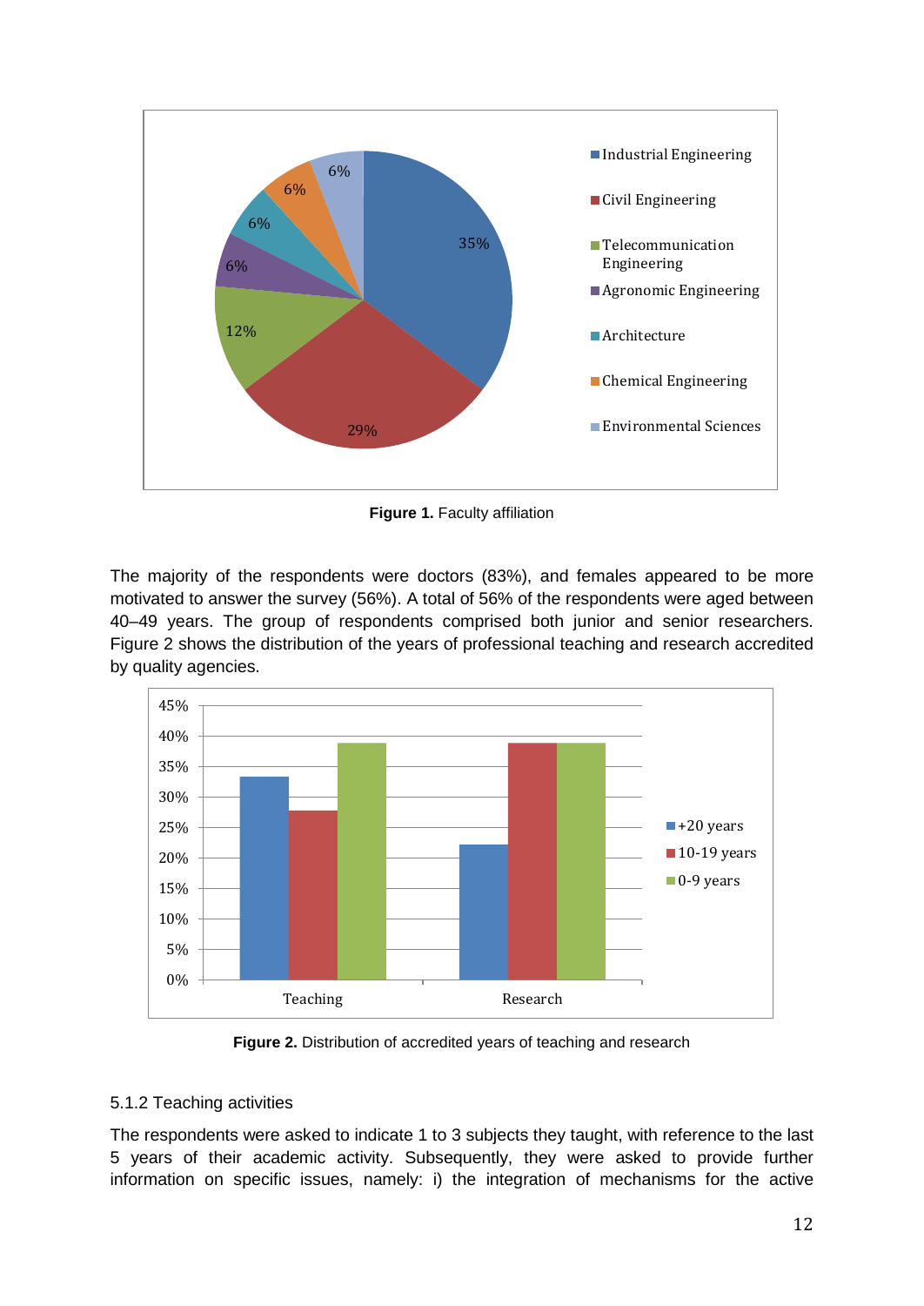Figure 1. Faculty affiliation

The majority of the respondents were doctors (83%), and females appeared to be more motivated to answer the survey (56%). A total of 56% of the respondents were aged between 40–49 years. The group of respondents comprised both junior and senior researchers. Figure 2 shows the distribution of the years of professional teaching and research accredited by quality agencies.

Figure 2. Distribution of accredited years of teaching and research

5.1.2 Teaching activities

The respondents were asked to indicate 1 to 3 subjects they taught, with reference to the last 5 years of their academic activity. Subsequently, they were asked to provide further information on specific issues, namely: i) the integration of mechanisms for the active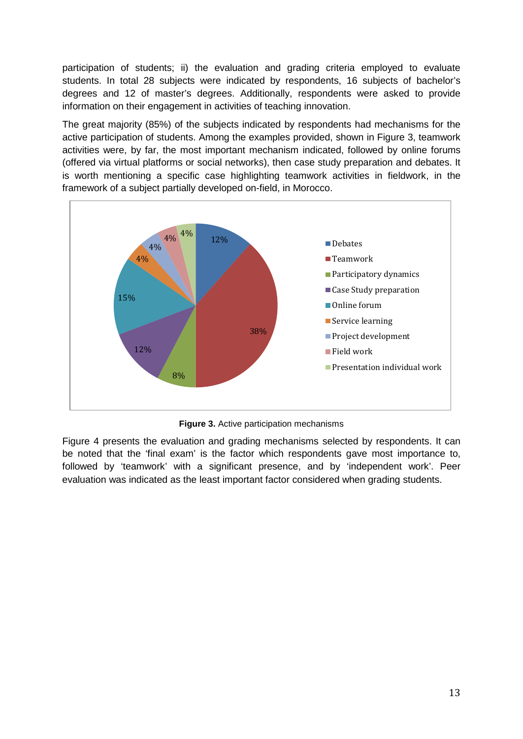participation of students; ii) the evaluation and grading criteria employed to evaluate students. In total 28 subjects were indicated by respondents, 16 subjects of bachelor's degrees and 12 of master's degrees. Additionally, respondents were asked to provide information on their engagement in activities of teaching innovation.

The great majority (85%) of the subjects indicated by respondents had mechanisms for the active participation of students. Among the examples provided, shown in Figure 3, teamwork activities were, by far, the most important mechanism indicated, followed by online forums (offered via virtual platforms or social networks), then case study preparation and debates. It is worth mentioning a specific case highlighting teamwork activities in fieldwork, in the framework of a subject partially developed on-field, in Morocco.

| Mechanism | % |
|---|---|
| Debates | 12% |
| Teamwork | 38% |
| Participatory dynamics | 8% |
| Case Study preparation | 12% |
| Online forum | 15% |
| Service learning | 4% |
| Project development | 4% |
| Field work | 4% |
| Presentation individual work | 4% |

**Figure 3.** Active participation mechanisms

Figure 4 presents the evaluation and grading mechanisms selected by respondents. It can be noted that the 'final exam' is the factor which respondents gave most importance to, followed by 'teamwork' with a significant presence, and by 'independent work'. Peer evaluation was indicated as the least important factor considered when grading students.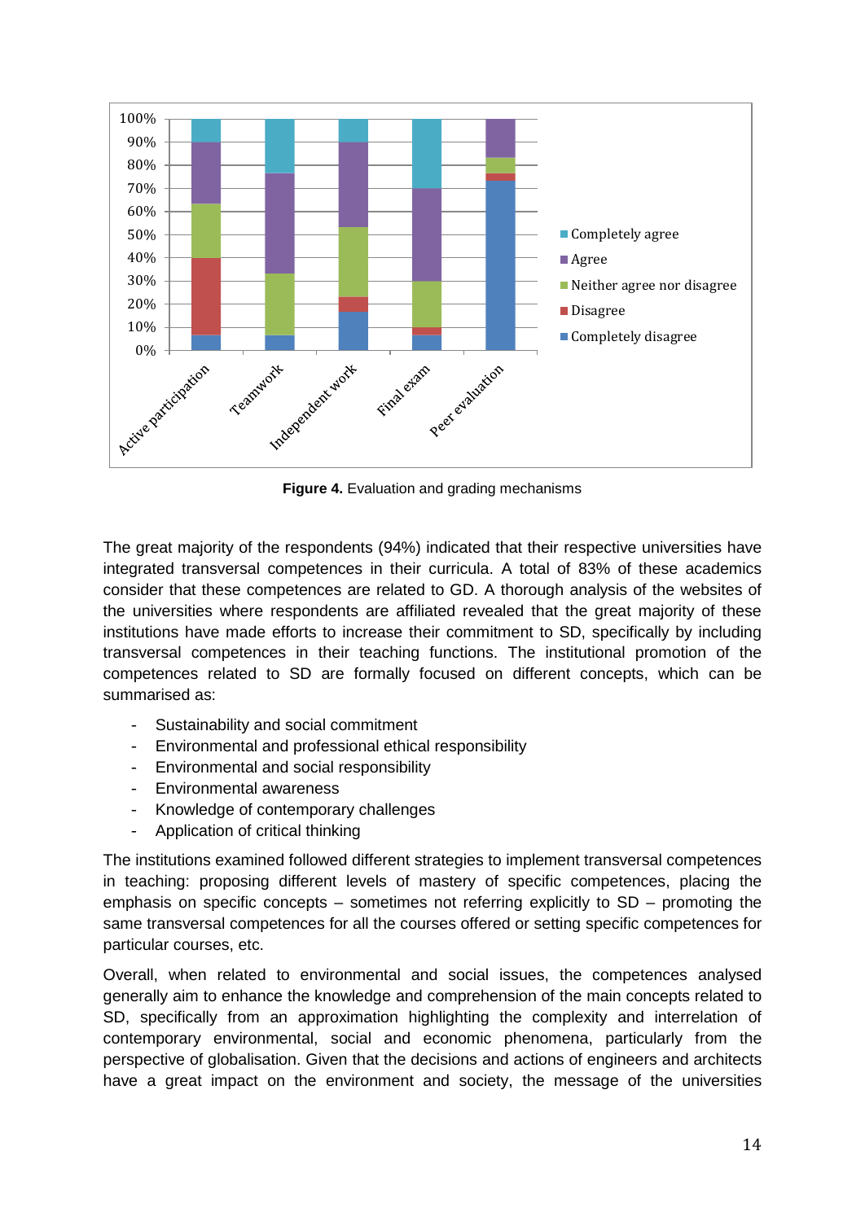**Figure 4.** Evaluation and grading mechanisms

The great majority of the respondents (94%) indicated that their respective universities have integrated transversal competences in their curricula. A total of 83% of these academics consider that these competences are related to GD. A thorough analysis of the websites of the universities where respondents are affiliated revealed that the great majority of these institutions have made efforts to increase their commitment to SD, specifically by including transversal competences in their teaching functions. The institutional promotion of the competences related to SD are formally focused on different concepts, which can be summarised as:

- Sustainability and social commitment
- Environmental and professional ethical responsibility
- Environmental and social responsibility
- Environmental awareness
- Knowledge of contemporary challenges
- Application of critical thinking

The institutions examined followed different strategies to implement transversal competences in teaching: proposing different levels of mastery of specific competences, placing the emphasis on specific concepts – sometimes not referring explicitly to SD – promoting the same transversal competences for all the courses offered or setting specific competences for particular courses, etc.

Overall, when related to environmental and social issues, the competences analysed generally aim to enhance the knowledge and comprehension of the main concepts related to SD, specifically from an approximation highlighting the complexity and interrelation of contemporary environmental, social and economic phenomena, particularly from the perspective of globalisation. Given that the decisions and actions of engineers and architects have a great impact on the environment and society, the message of the universities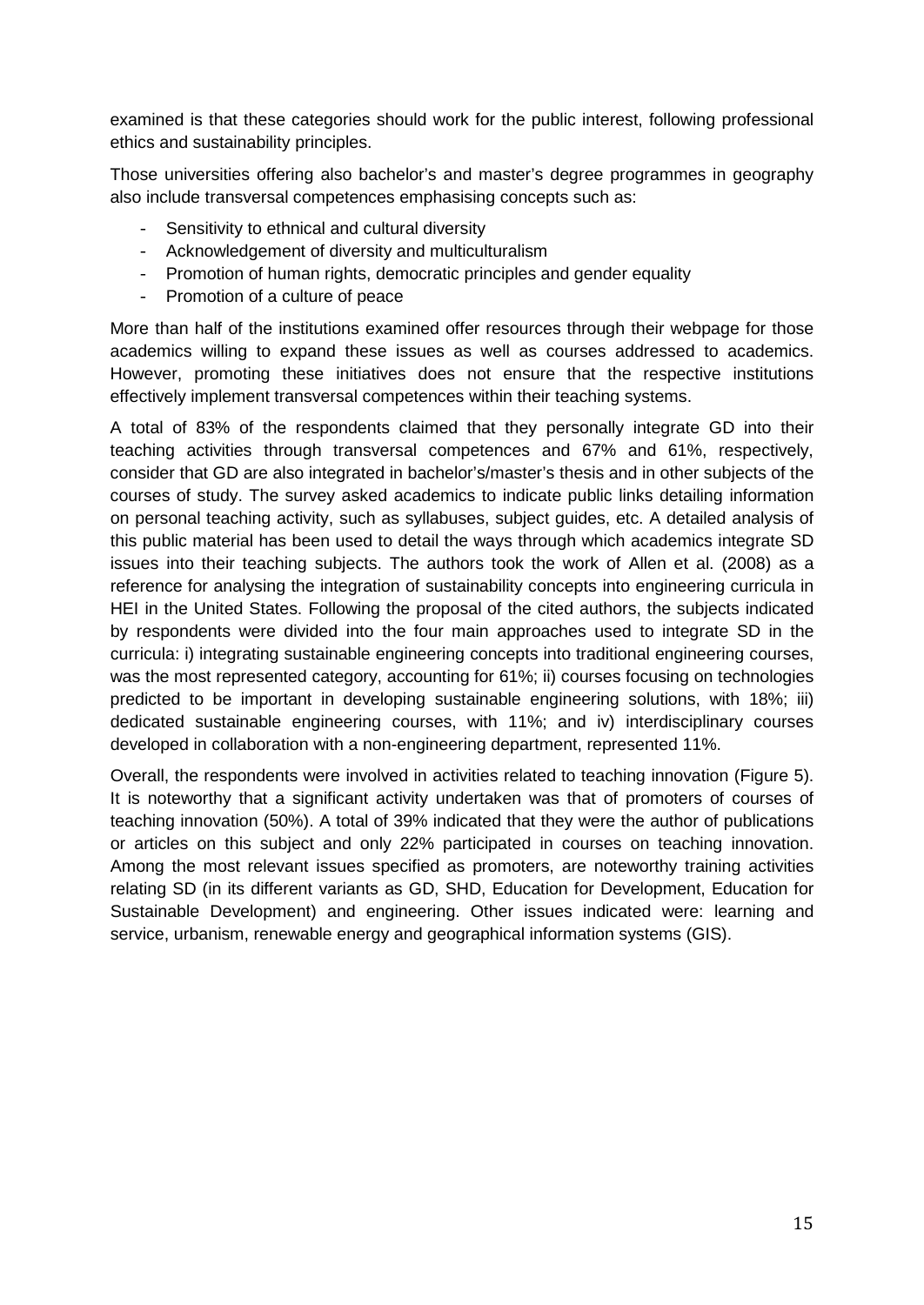examined is that these categories should work for the public interest, following professional ethics and sustainability principles.

Those universities offering also bachelor's and master's degree programmes in geography also include transversal competences emphasising concepts such as:

- Sensitivity to ethnical and cultural diversity
- Acknowledgement of diversity and multiculturalism
- Promotion of human rights, democratic principles and gender equality
- Promotion of a culture of peace

More than half of the institutions examined offer resources through their webpage for those academics willing to expand these issues as well as courses addressed to academics. However, promoting these initiatives does not ensure that the respective institutions effectively implement transversal competences within their teaching systems.

A total of 83% of the respondents claimed that they personally integrate GD into their teaching activities through transversal competences and 67% and 61%, respectively, consider that GD are also integrated in bachelor's/master's thesis and in other subjects of the courses of study. The survey asked academics to indicate public links detailing information on personal teaching activity, such as syllabuses, subject guides, etc. A detailed analysis of this public material has been used to detail the ways through which academics integrate SD issues into their teaching subjects. The authors took the work of Allen et al. (2008) as a reference for analysing the integration of sustainability concepts into engineering curricula in HEI in the United States. Following the proposal of the cited authors, the subjects indicated by respondents were divided into the four main approaches used to integrate SD in the curricula: i) integrating sustainable engineering concepts into traditional engineering courses, was the most represented category, accounting for 61%; ii) courses focusing on technologies predicted to be important in developing sustainable engineering solutions, with 18%; iii) dedicated sustainable engineering courses, with 11%; and iv) interdisciplinary courses developed in collaboration with a non-engineering department, represented 11%.

Overall, the respondents were involved in activities related to teaching innovation (Figure 5). It is noteworthy that a significant activity undertaken was that of promoters of courses of teaching innovation (50%). A total of 39% indicated that they were the author of publications or articles on this subject and only 22% participated in courses on teaching innovation. Among the most relevant issues specified as promoters, are noteworthy training activities relating SD (in its different variants as GD, SHD, Education for Development, Education for Sustainable Development) and engineering. Other issues indicated were: learning and service, urbanism, renewable energy and geographical information systems (GIS).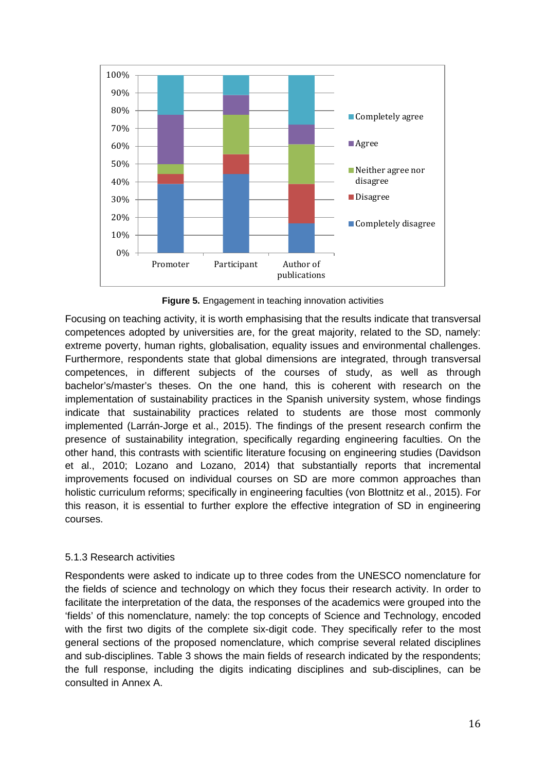**Figure 5.** Engagement in teaching innovation activities

Focusing on teaching activity, it is worth emphasising that the results indicate that transversal competences adopted by universities are, for the great majority, related to the SD, namely: extreme poverty, human rights, globalisation, equality issues and environmental challenges. Furthermore, respondents state that global dimensions are integrated, through transversal competences, in different subjects of the courses of study, as well as through bachelor's/master's theses. On the one hand, this is coherent with research on the implementation of sustainability practices in the Spanish university system, whose findings indicate that sustainability practices related to students are those most commonly implemented (Larrán-Jorge et al., 2015). The findings of the present research confirm the presence of sustainability integration, specifically regarding engineering faculties. On the other hand, this contrasts with scientific literature focusing on engineering studies (Davidson et al., 2010; Lozano and Lozano, 2014) that substantially reports that incremental improvements focused on individual courses on SD are more common approaches than holistic curriculum reforms; specifically in engineering faculties (von Blottnitz et al., 2015). For this reason, it is essential to further explore the effective integration of SD in engineering courses.

### 5.1.3 Research activities

Respondents were asked to indicate up to three codes from the UNESCO nomenclature for the fields of science and technology on which they focus their research activity. In order to facilitate the interpretation of the data, the responses of the academics were grouped into the 'fields' of this nomenclature, namely: the top concepts of Science and Technology, encoded with the first two digits of the complete six-digit code. They specifically refer to the most general sections of the proposed nomenclature, which comprise several related disciplines and sub-disciplines. Table 3 shows the main fields of research indicated by the respondents; the full response, including the digits indicating disciplines and sub-disciplines, can be consulted in Annex A.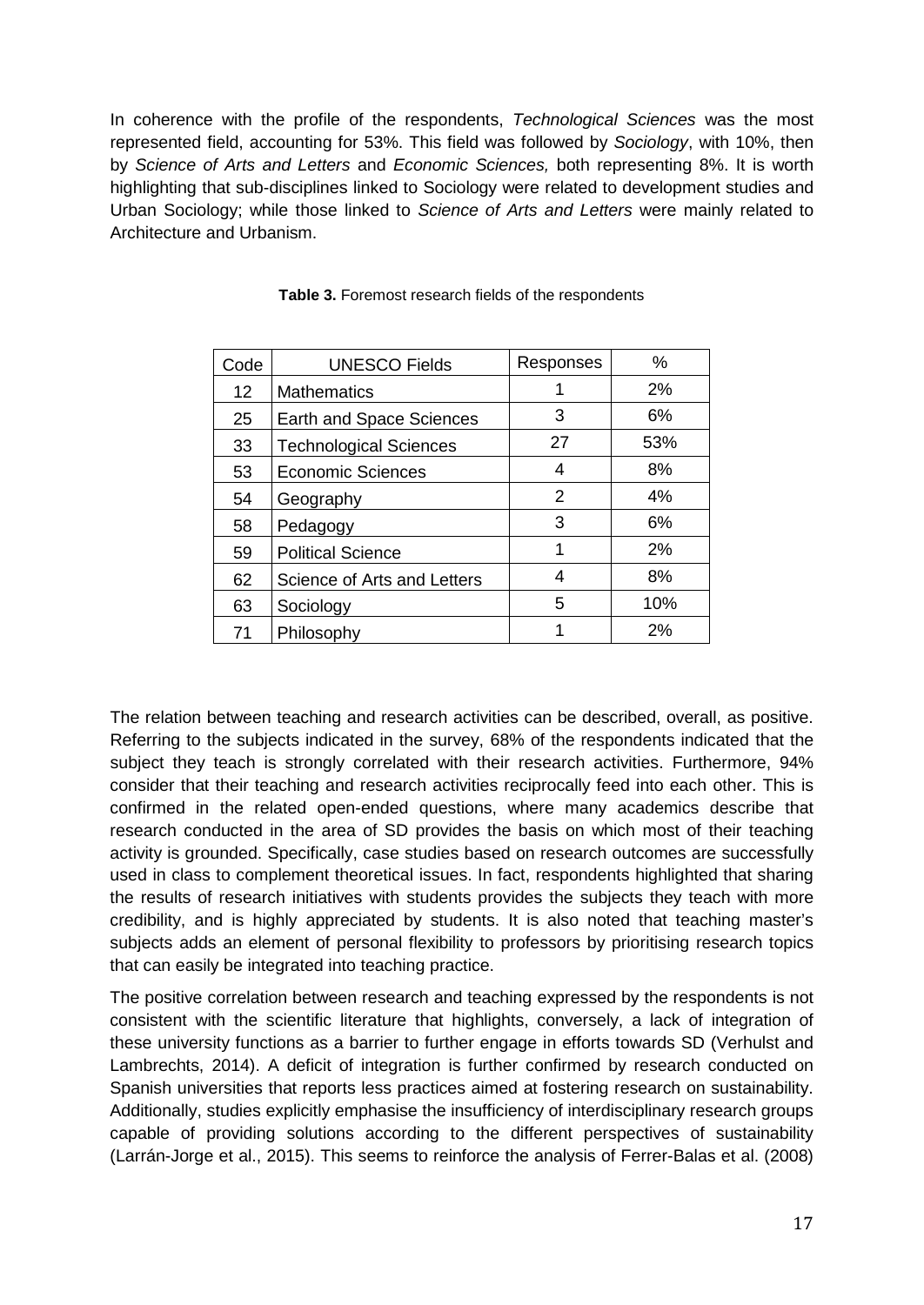In coherence with the profile of the respondents, *Technological Sciences* was the most represented field, accounting for 53%. This field was followed by *Sociology*, with 10%, then by *Science of Arts and Letters* and *Economic Sciences,* both representing 8%. It is worth highlighting that sub-disciplines linked to Sociology were related to development studies and Urban Sociology; while those linked to *Science of Arts and Letters* were mainly related to Architecture and Urbanism.

**Table 3.** Foremost research fields of the respondents

| Code | UNESCO Fields | Responses | % |
|---|---|---|---|
| 12 | Mathematics | 1 | 2% |
| 25 | Earth and Space Sciences | 3 | 6% |
| 33 | Technological Sciences | 27 | 53% |
| 53 | Economic Sciences | 4 | 8% |
| 54 | Geography | 2 | 4% |
| 58 | Pedagogy | 3 | 6% |
| 59 | Political Science | 1 | 2% |
| 62 | Science of Arts and Letters | 4 | 8% |
| 63 | Sociology | 5 | 10% |
| 71 | Philosophy | 1 | 2% |

The relation between teaching and research activities can be described, overall, as positive. Referring to the subjects indicated in the survey, 68% of the respondents indicated that the subject they teach is strongly correlated with their research activities. Furthermore, 94% consider that their teaching and research activities reciprocally feed into each other. This is confirmed in the related open-ended questions, where many academics describe that research conducted in the area of SD provides the basis on which most of their teaching activity is grounded. Specifically, case studies based on research outcomes are successfully used in class to complement theoretical issues. In fact, respondents highlighted that sharing the results of research initiatives with students provides the subjects they teach with more credibility, and is highly appreciated by students. It is also noted that teaching master's subjects adds an element of personal flexibility to professors by prioritising research topics that can easily be integrated into teaching practice.

The positive correlation between research and teaching expressed by the respondents is not consistent with the scientific literature that highlights, conversely, a lack of integration of these university functions as a barrier to further engage in efforts towards SD (Verhulst and Lambrechts, 2014). A deficit of integration is further confirmed by research conducted on Spanish universities that reports less practices aimed at fostering research on sustainability. Additionally, studies explicitly emphasise the insufficiency of interdisciplinary research groups capable of providing solutions according to the different perspectives of sustainability (Larrán-Jorge et al., 2015). This seems to reinforce the analysis of Ferrer-Balas et al. (2008)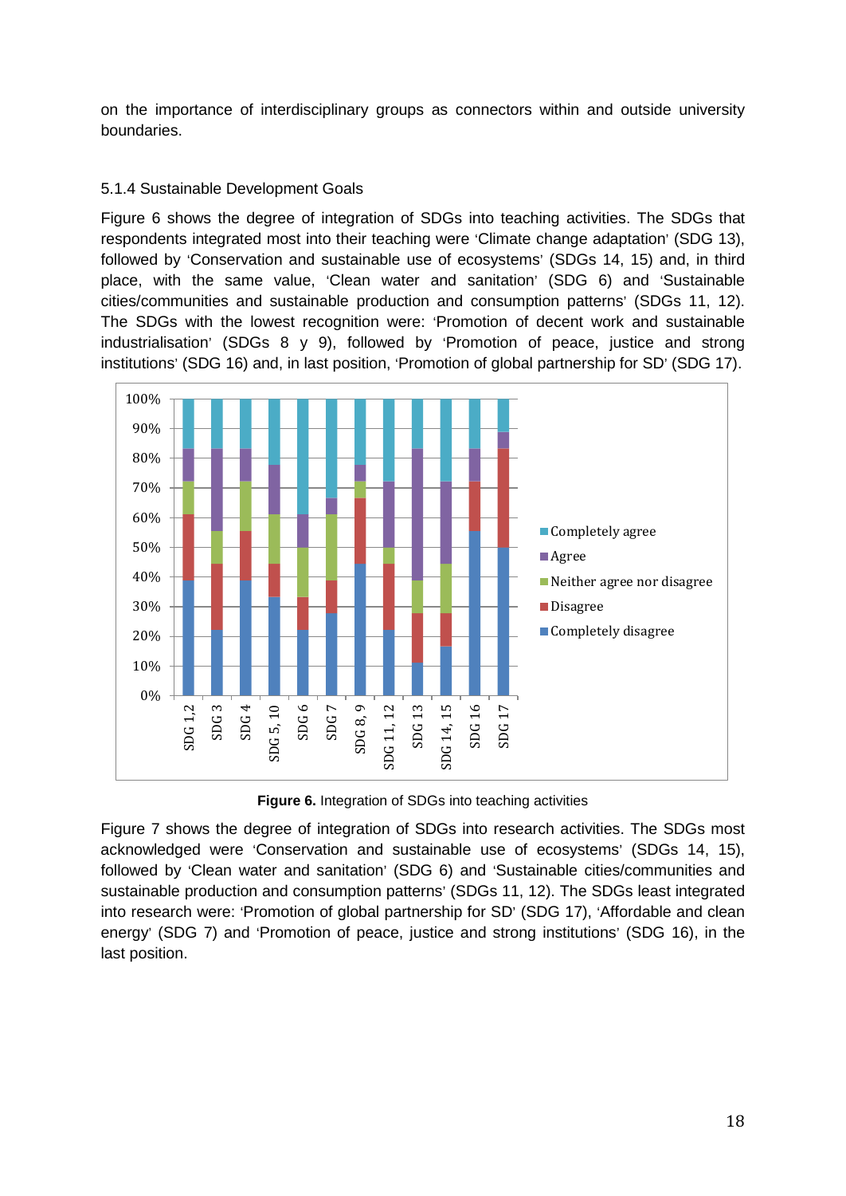on the importance of interdisciplinary groups as connectors within and outside university boundaries.

### 5.1.4 Sustainable Development Goals

Figure 6 shows the degree of integration of SDGs into teaching activities. The SDGs that respondents integrated most into their teaching were 'Climate change adaptation' (SDG 13), followed by 'Conservation and sustainable use of ecosystems' (SDGs 14, 15) and, in third place, with the same value, 'Clean water and sanitation' (SDG 6) and 'Sustainable cities/communities and sustainable production and consumption patterns' (SDGs 11, 12). The SDGs with the lowest recognition were: 'Promotion of decent work and sustainable industrialisation' (SDGs 8 y 9), followed by 'Promotion of peace, justice and strong institutions' (SDG 16) and, in last position, 'Promotion of global partnership for SD' (SDG 17).

**Figure 6.** Integration of SDGs into teaching activities

Figure 7 shows the degree of integration of SDGs into research activities. The SDGs most acknowledged were 'Conservation and sustainable use of ecosystems' (SDGs 14, 15), followed by 'Clean water and sanitation' (SDG 6) and 'Sustainable cities/communities and sustainable production and consumption patterns' (SDGs 11, 12). The SDGs least integrated into research were: 'Promotion of global partnership for SD' (SDG 17), 'Affordable and clean energy' (SDG 7) and 'Promotion of peace, justice and strong institutions' (SDG 16), in the last position.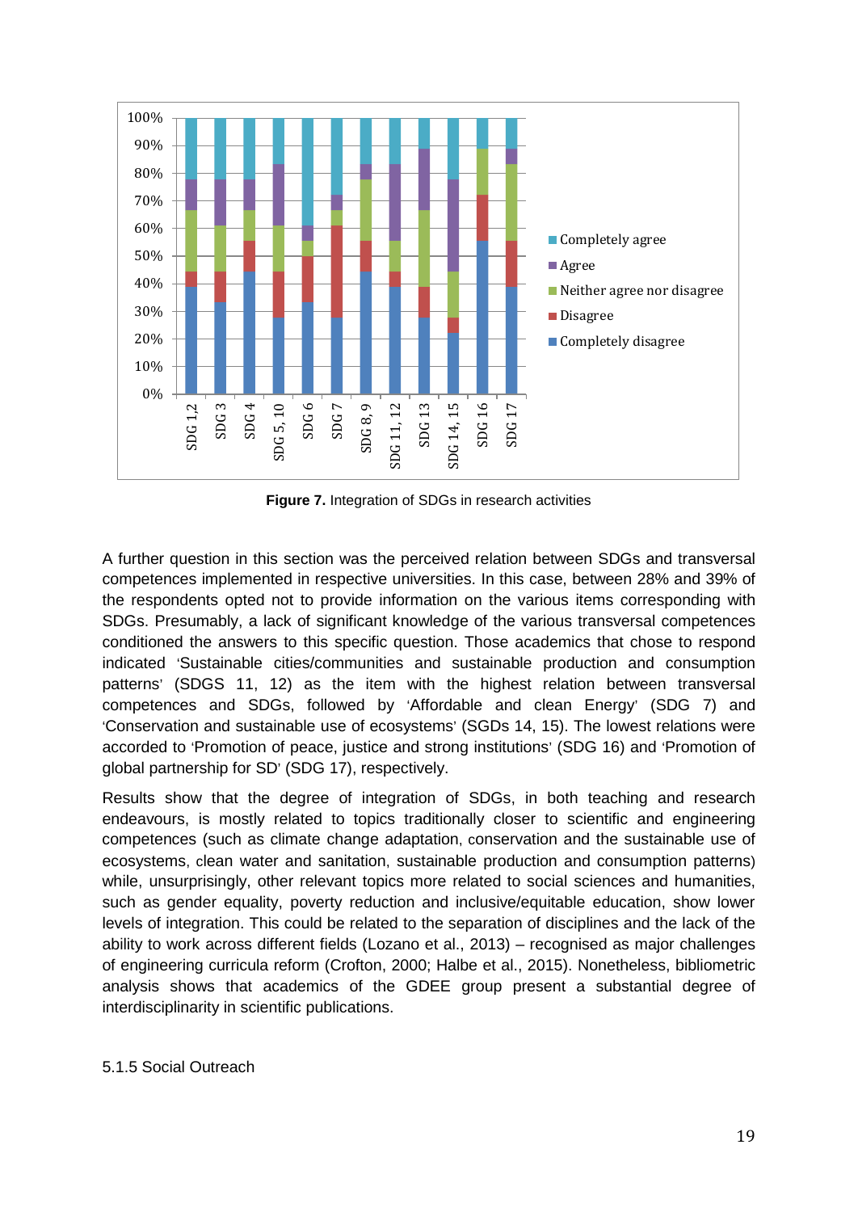**Figure 7.** Integration of SDGs in research activities

A further question in this section was the perceived relation between SDGs and transversal competences implemented in respective universities. In this case, between 28% and 39% of the respondents opted not to provide information on the various items corresponding with SDGs. Presumably, a lack of significant knowledge of the various transversal competences conditioned the answers to this specific question. Those academics that chose to respond indicated 'Sustainable cities/communities and sustainable production and consumption patterns' (SDGS 11, 12) as the item with the highest relation between transversal competences and SDGs, followed by 'Affordable and clean Energy' (SDG 7) and 'Conservation and sustainable use of ecosystems' (SGDs 14, 15). The lowest relations were accorded to 'Promotion of peace, justice and strong institutions' (SDG 16) and 'Promotion of global partnership for SD' (SDG 17), respectively.

Results show that the degree of integration of SDGs, in both teaching and research endeavours, is mostly related to topics traditionally closer to scientific and engineering competences (such as climate change adaptation, conservation and the sustainable use of ecosystems, clean water and sanitation, sustainable production and consumption patterns) while, unsurprisingly, other relevant topics more related to social sciences and humanities, such as gender equality, poverty reduction and inclusive/equitable education, show lower levels of integration. This could be related to the separation of disciplines and the lack of the ability to work across different fields (Lozano et al., 2013) – recognised as major challenges of engineering curricula reform (Crofton, 2000; Halbe et al., 2015). Nonetheless, bibliometric analysis shows that academics of the GDEE group present a substantial degree of interdisciplinarity in scientific publications.

#### 5.1.5 Social Outreach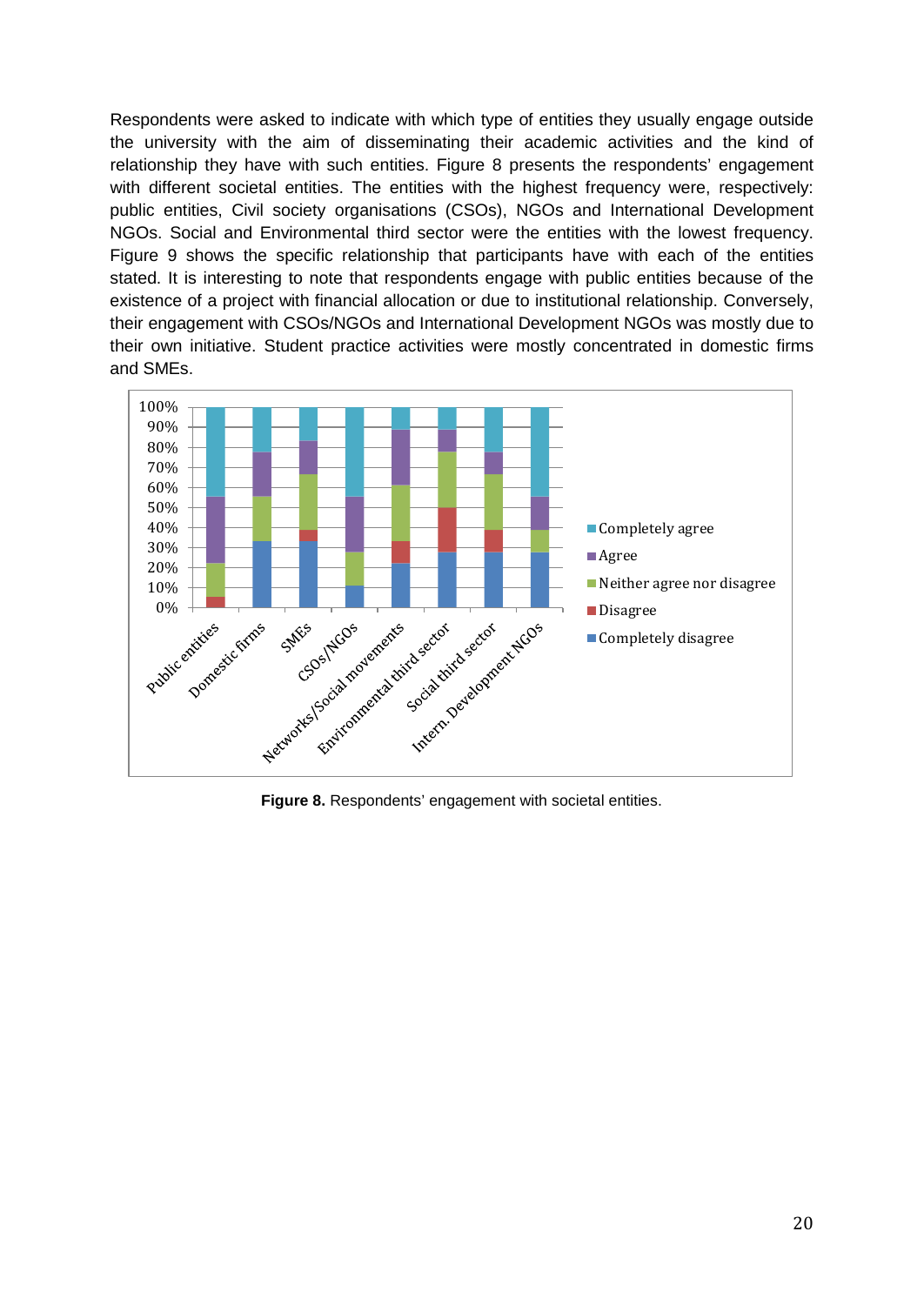Respondents were asked to indicate with which type of entities they usually engage outside the university with the aim of disseminating their academic activities and the kind of relationship they have with such entities. Figure 8 presents the respondents' engagement with different societal entities. The entities with the highest frequency were, respectively: public entities, Civil society organisations (CSOs), NGOs and International Development NGOs. Social and Environmental third sector were the entities with the lowest frequency. Figure 9 shows the specific relationship that participants have with each of the entities stated. It is interesting to note that respondents engage with public entities because of the existence of a project with financial allocation or due to institutional relationship. Conversely, their engagement with CSOs/NGOs and International Development NGOs was mostly due to their own initiative. Student practice activities were mostly concentrated in domestic firms and SMEs.

**Figure 8.** Respondents' engagement with societal entities.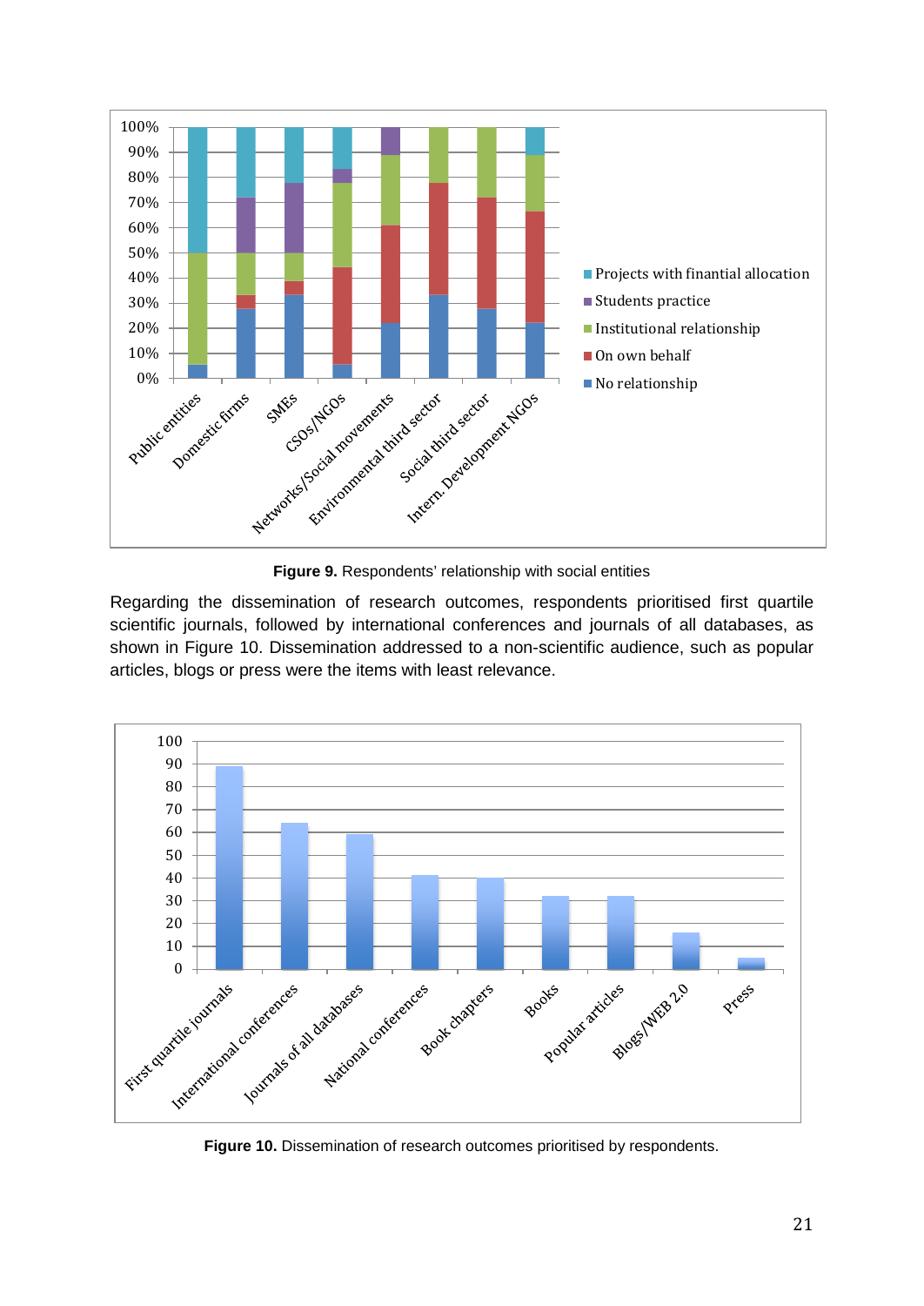**Figure 9.** Respondents' relationship with social entities

Regarding the dissemination of research outcomes, respondents prioritised first quartile scientific journals, followed by international conferences and journals of all databases, as shown in Figure 10. Dissemination addressed to a non-scientific audience, such as popular articles, blogs or press were the items with least relevance.

**Figure 10.** Dissemination of research outcomes prioritised by respondents.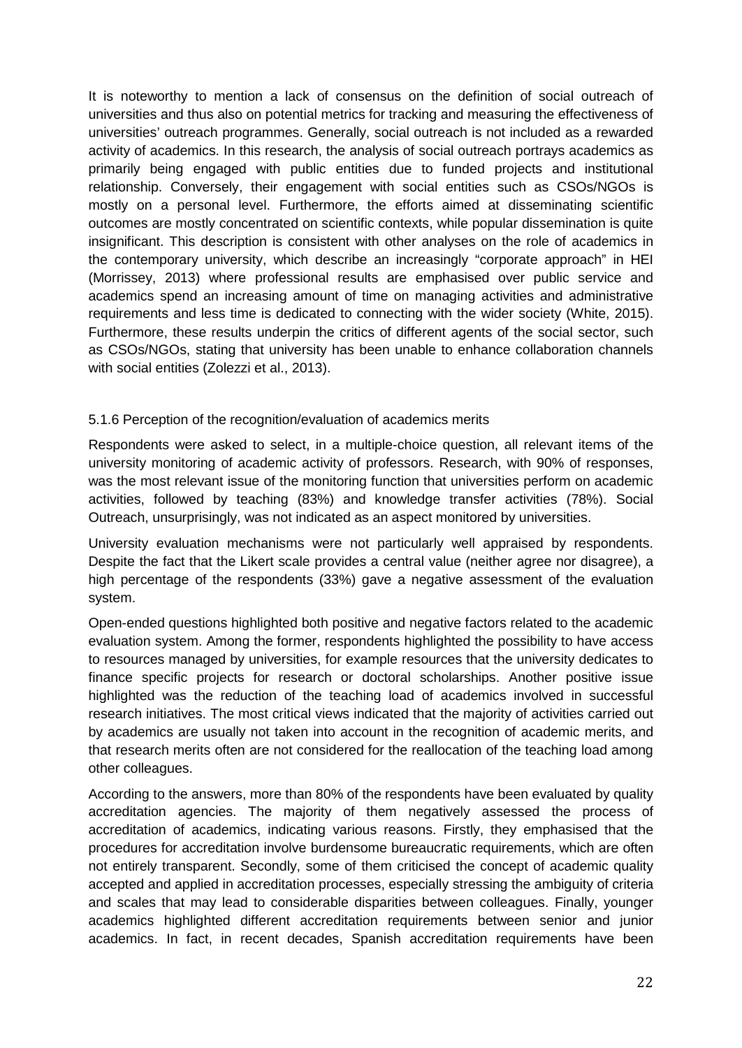It is noteworthy to mention a lack of consensus on the definition of social outreach of universities and thus also on potential metrics for tracking and measuring the effectiveness of universities' outreach programmes. Generally, social outreach is not included as a rewarded activity of academics. In this research, the analysis of social outreach portrays academics as primarily being engaged with public entities due to funded projects and institutional relationship. Conversely, their engagement with social entities such as CSOs/NGOs is mostly on a personal level. Furthermore, the efforts aimed at disseminating scientific outcomes are mostly concentrated on scientific contexts, while popular dissemination is quite insignificant. This description is consistent with other analyses on the role of academics in the contemporary university, which describe an increasingly "corporate approach" in HEI (Morrissey, 2013) where professional results are emphasised over public service and academics spend an increasing amount of time on managing activities and administrative requirements and less time is dedicated to connecting with the wider society (White, 2015). Furthermore, these results underpin the critics of different agents of the social sector, such as CSOs/NGOs, stating that university has been unable to enhance collaboration channels with social entities (Zolezzi et al., 2013).

### 5.1.6 Perception of the recognition/evaluation of academics merits

Respondents were asked to select, in a multiple-choice question, all relevant items of the university monitoring of academic activity of professors. Research, with 90% of responses, was the most relevant issue of the monitoring function that universities perform on academic activities, followed by teaching (83%) and knowledge transfer activities (78%). Social Outreach, unsurprisingly, was not indicated as an aspect monitored by universities.

University evaluation mechanisms were not particularly well appraised by respondents. Despite the fact that the Likert scale provides a central value (neither agree nor disagree), a high percentage of the respondents (33%) gave a negative assessment of the evaluation system.

Open-ended questions highlighted both positive and negative factors related to the academic evaluation system. Among the former, respondents highlighted the possibility to have access to resources managed by universities, for example resources that the university dedicates to finance specific projects for research or doctoral scholarships. Another positive issue highlighted was the reduction of the teaching load of academics involved in successful research initiatives. The most critical views indicated that the majority of activities carried out by academics are usually not taken into account in the recognition of academic merits, and that research merits often are not considered for the reallocation of the teaching load among other colleagues.

According to the answers, more than 80% of the respondents have been evaluated by quality accreditation agencies. The majority of them negatively assessed the process of accreditation of academics, indicating various reasons. Firstly, they emphasised that the procedures for accreditation involve burdensome bureaucratic requirements, which are often not entirely transparent. Secondly, some of them criticised the concept of academic quality accepted and applied in accreditation processes, especially stressing the ambiguity of criteria and scales that may lead to considerable disparities between colleagues. Finally, younger academics highlighted different accreditation requirements between senior and junior academics. In fact, in recent decades, Spanish accreditation requirements have been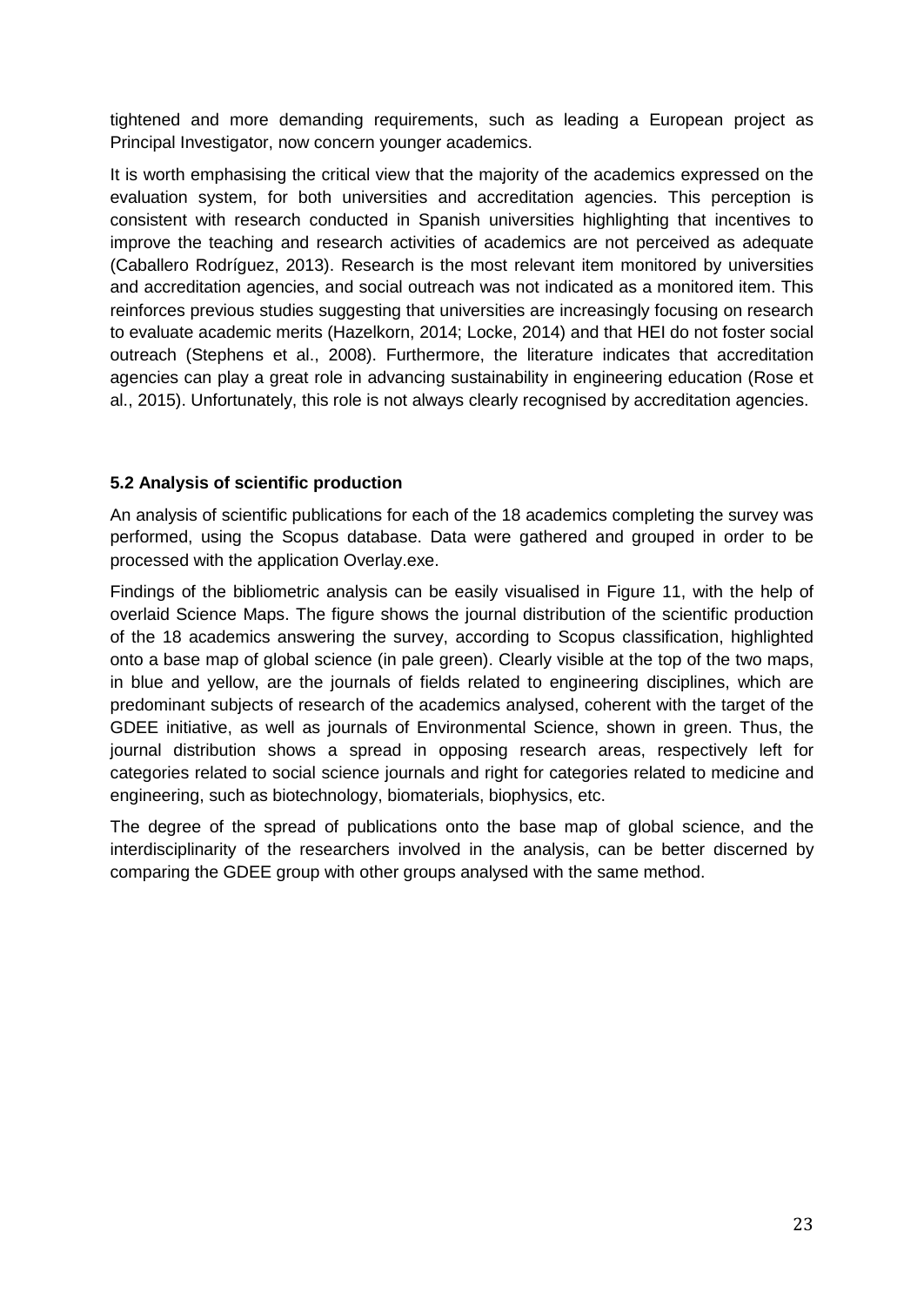tightened and more demanding requirements, such as leading a European project as Principal Investigator, now concern younger academics.

It is worth emphasising the critical view that the majority of the academics expressed on the evaluation system, for both universities and accreditation agencies. This perception is consistent with research conducted in Spanish universities highlighting that incentives to improve the teaching and research activities of academics are not perceived as adequate (Caballero Rodríguez, 2013). Research is the most relevant item monitored by universities and accreditation agencies, and social outreach was not indicated as a monitored item. This reinforces previous studies suggesting that universities are increasingly focusing on research to evaluate academic merits (Hazelkorn, 2014; Locke, 2014) and that HEI do not foster social outreach (Stephens et al., 2008). Furthermore, the literature indicates that accreditation agencies can play a great role in advancing sustainability in engineering education (Rose et al., 2015). Unfortunately, this role is not always clearly recognised by accreditation agencies.

### 5.2 Analysis of scientific production

An analysis of scientific publications for each of the 18 academics completing the survey was performed, using the Scopus database. Data were gathered and grouped in order to be processed with the application Overlay.exe.

Findings of the bibliometric analysis can be easily visualised in Figure 11, with the help of overlaid Science Maps. The figure shows the journal distribution of the scientific production of the 18 academics answering the survey, according to Scopus classification, highlighted onto a base map of global science (in pale green). Clearly visible at the top of the two maps, in blue and yellow, are the journals of fields related to engineering disciplines, which are predominant subjects of research of the academics analysed, coherent with the target of the GDEE initiative, as well as journals of Environmental Science, shown in green. Thus, the journal distribution shows a spread in opposing research areas, respectively left for categories related to social science journals and right for categories related to medicine and engineering, such as biotechnology, biomaterials, biophysics, etc.

The degree of the spread of publications onto the base map of global science, and the interdisciplinarity of the researchers involved in the analysis, can be better discerned by comparing the GDEE group with other groups analysed with the same method.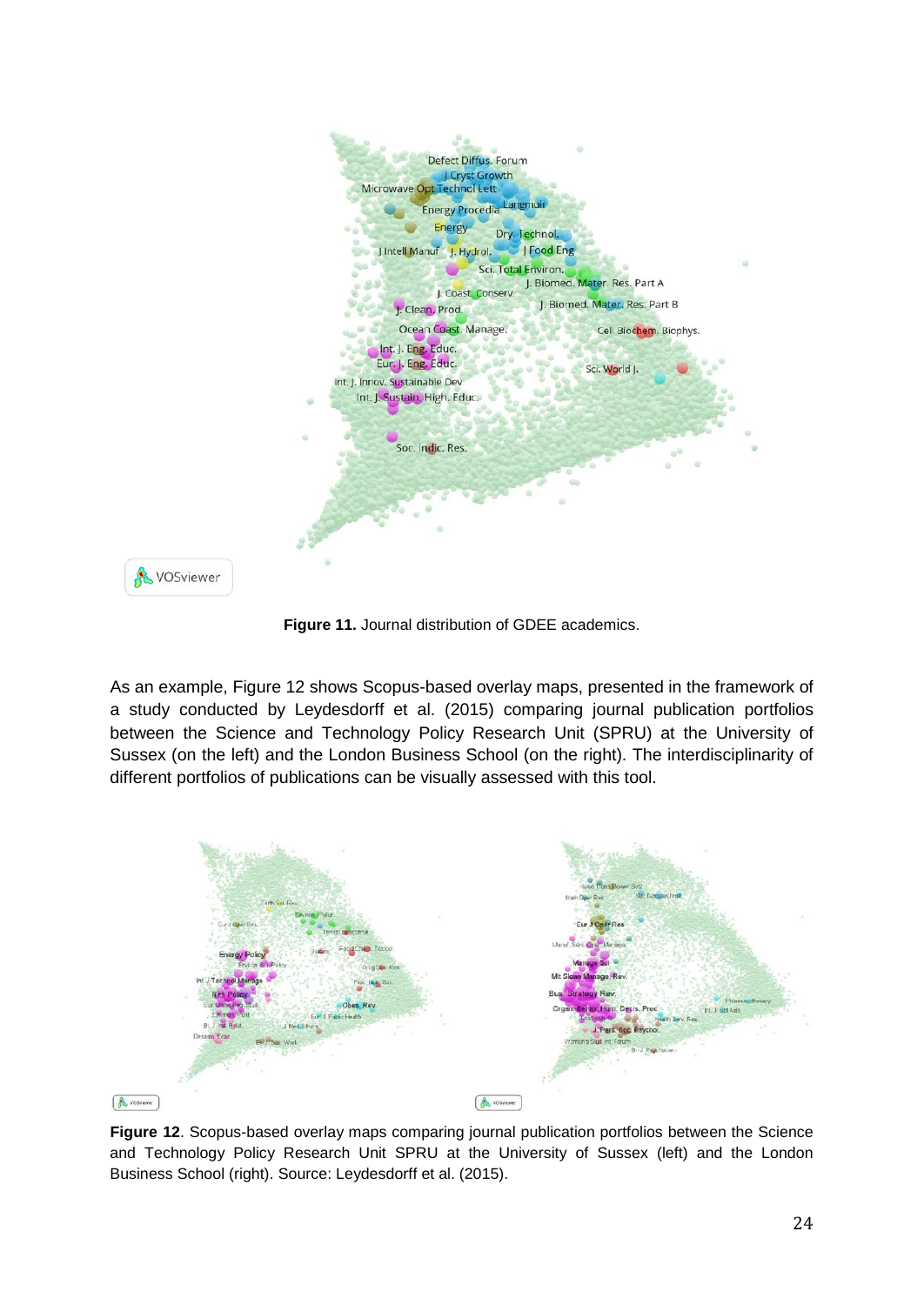**Figure 11.** Journal distribution of GDEE academics.

As an example, Figure 12 shows Scopus-based overlay maps, presented in the framework of a study conducted by Leydesdorff et al. (2015) comparing journal publication portfolios between the Science and Technology Policy Research Unit (SPRU) at the University of Sussex (on the left) and the London Business School (on the right). The interdisciplinarity of different portfolios of publications can be visually assessed with this tool.

**Figure 12**. Scopus-based overlay maps comparing journal publication portfolios between the Science and Technology Policy Research Unit SPRU at the University of Sussex (left) and the London Business School (right). Source: Leydesdorff et al. (2015).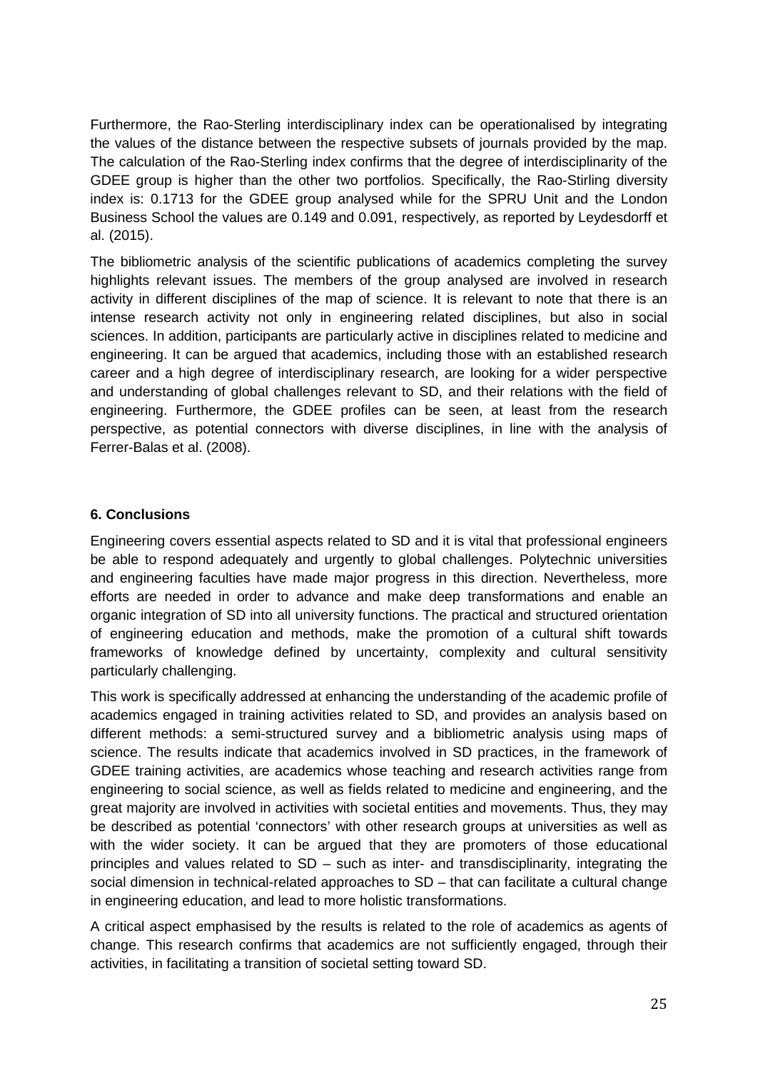Furthermore, the Rao-Sterling interdisciplinary index can be operationalised by integrating the values of the distance between the respective subsets of journals provided by the map. The calculation of the Rao-Sterling index confirms that the degree of interdisciplinarity of the GDEE group is higher than the other two portfolios. Specifically, the Rao-Stirling diversity index is: 0.1713 for the GDEE group analysed while for the SPRU Unit and the London Business School the values are 0.149 and 0.091, respectively, as reported by Leydesdorff et al. (2015).

The bibliometric analysis of the scientific publications of academics completing the survey highlights relevant issues. The members of the group analysed are involved in research activity in different disciplines of the map of science. It is relevant to note that there is an intense research activity not only in engineering related disciplines, but also in social sciences. In addition, participants are particularly active in disciplines related to medicine and engineering. It can be argued that academics, including those with an established research career and a high degree of interdisciplinary research, are looking for a wider perspective and understanding of global challenges relevant to SD, and their relations with the field of engineering. Furthermore, the GDEE profiles can be seen, at least from the research perspective, as potential connectors with diverse disciplines, in line with the analysis of Ferrer-Balas et al. (2008).

## 6. Conclusions

Engineering covers essential aspects related to SD and it is vital that professional engineers be able to respond adequately and urgently to global challenges. Polytechnic universities and engineering faculties have made major progress in this direction. Nevertheless, more efforts are needed in order to advance and make deep transformations and enable an organic integration of SD into all university functions. The practical and structured orientation of engineering education and methods, make the promotion of a cultural shift towards frameworks of knowledge defined by uncertainty, complexity and cultural sensitivity particularly challenging.

This work is specifically addressed at enhancing the understanding of the academic profile of academics engaged in training activities related to SD, and provides an analysis based on different methods: a semi-structured survey and a bibliometric analysis using maps of science. The results indicate that academics involved in SD practices, in the framework of GDEE training activities, are academics whose teaching and research activities range from engineering to social science, as well as fields related to medicine and engineering, and the great majority are involved in activities with societal entities and movements. Thus, they may be described as potential 'connectors' with other research groups at universities as well as with the wider society. It can be argued that they are promoters of those educational principles and values related to SD – such as inter- and transdisciplinarity, integrating the social dimension in technical-related approaches to SD – that can facilitate a cultural change in engineering education, and lead to more holistic transformations.

A critical aspect emphasised by the results is related to the role of academics as agents of change. This research confirms that academics are not sufficiently engaged, through their activities, in facilitating a transition of societal setting toward SD.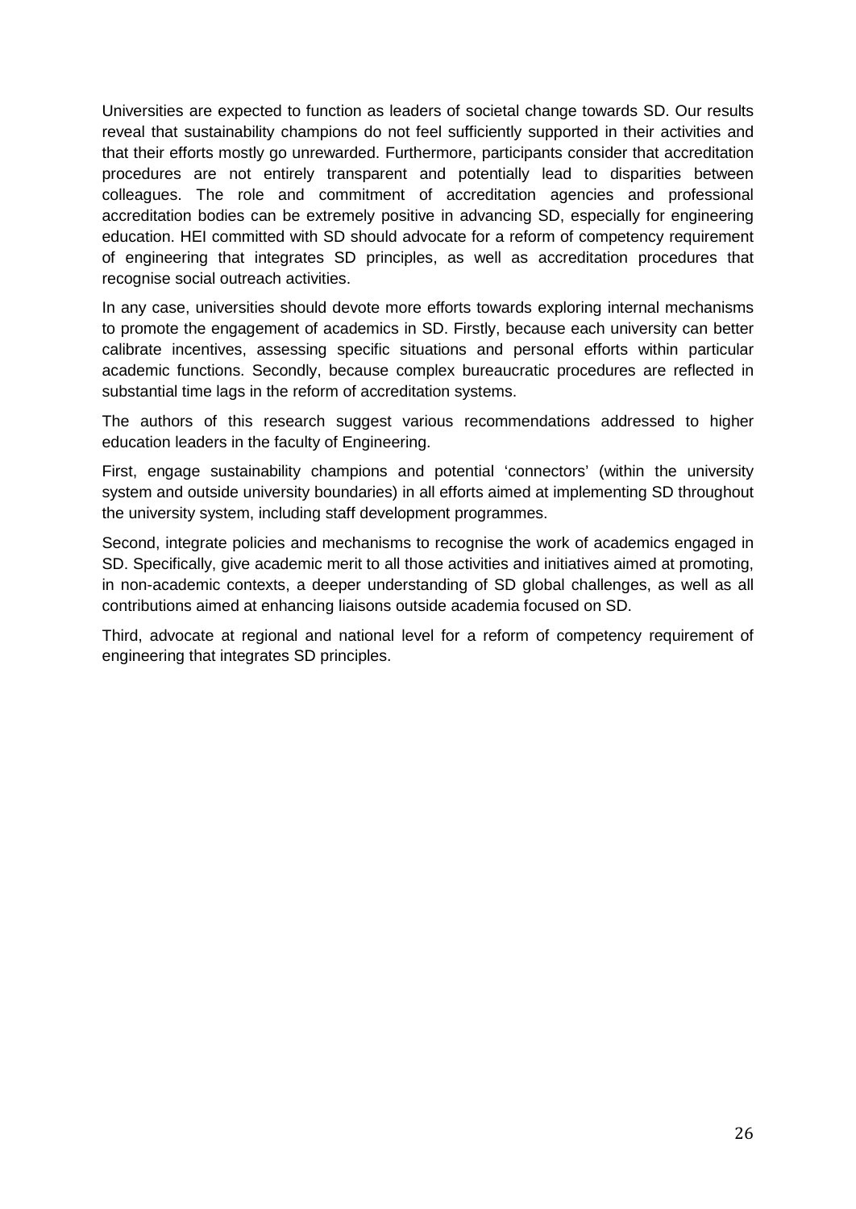Universities are expected to function as leaders of societal change towards SD. Our results reveal that sustainability champions do not feel sufficiently supported in their activities and that their efforts mostly go unrewarded. Furthermore, participants consider that accreditation procedures are not entirely transparent and potentially lead to disparities between colleagues. The role and commitment of accreditation agencies and professional accreditation bodies can be extremely positive in advancing SD, especially for engineering education. HEI committed with SD should advocate for a reform of competency requirement of engineering that integrates SD principles, as well as accreditation procedures that recognise social outreach activities.

In any case, universities should devote more efforts towards exploring internal mechanisms to promote the engagement of academics in SD. Firstly, because each university can better calibrate incentives, assessing specific situations and personal efforts within particular academic functions. Secondly, because complex bureaucratic procedures are reflected in substantial time lags in the reform of accreditation systems.

The authors of this research suggest various recommendations addressed to higher education leaders in the faculty of Engineering.

First, engage sustainability champions and potential 'connectors' (within the university system and outside university boundaries) in all efforts aimed at implementing SD throughout the university system, including staff development programmes.

Second, integrate policies and mechanisms to recognise the work of academics engaged in SD. Specifically, give academic merit to all those activities and initiatives aimed at promoting, in non-academic contexts, a deeper understanding of SD global challenges, as well as all contributions aimed at enhancing liaisons outside academia focused on SD.

Third, advocate at regional and national level for a reform of competency requirement of engineering that integrates SD principles.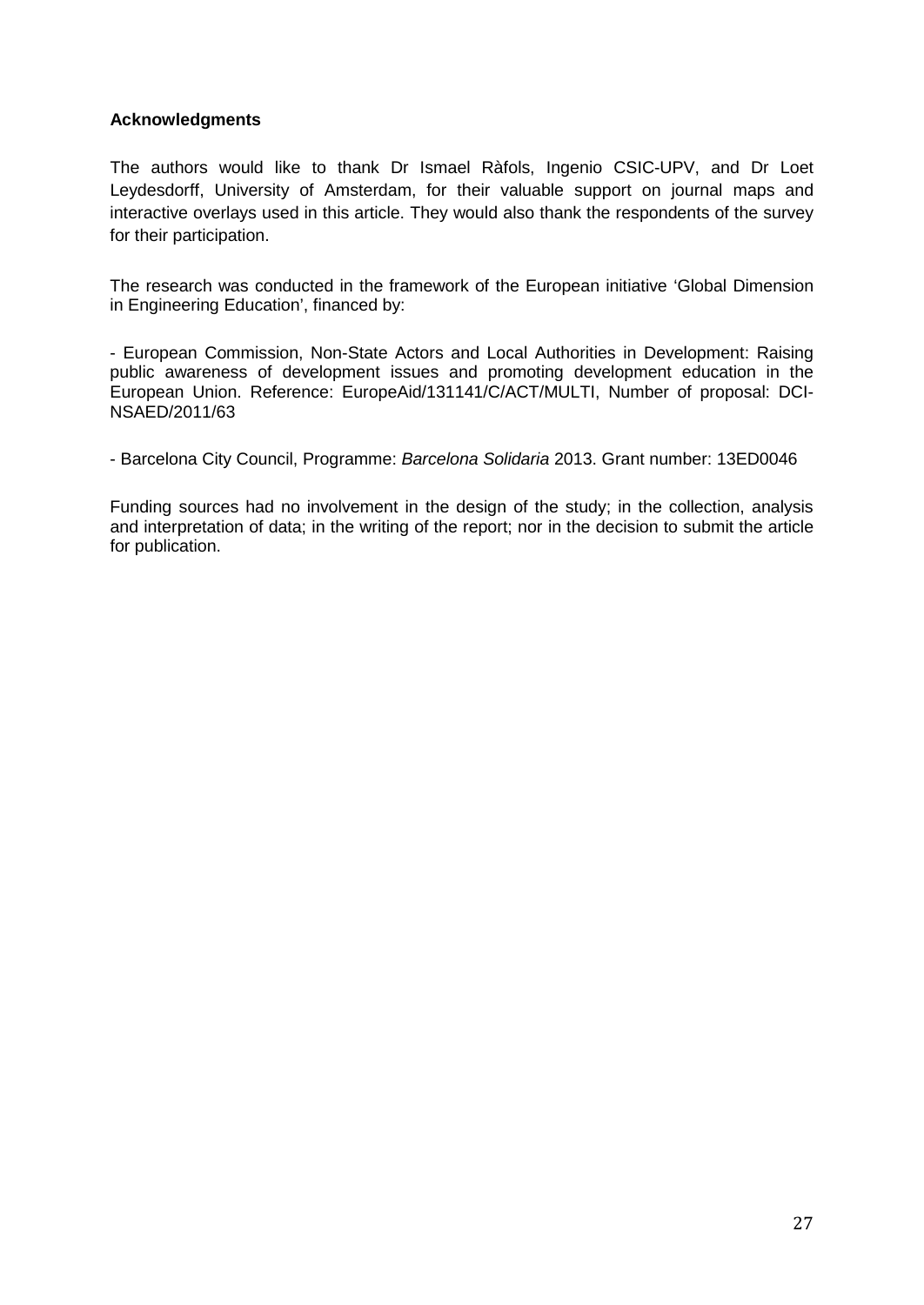**Acknowledgments**

The authors would like to thank Dr Ismael Ràfols, Ingenio CSIC-UPV, and Dr Loet Leydesdorff, University of Amsterdam, for their valuable support on journal maps and interactive overlays used in this article. They would also thank the respondents of the survey for their participation.

The research was conducted in the framework of the European initiative 'Global Dimension in Engineering Education', financed by:

- European Commission, Non-State Actors and Local Authorities in Development: Raising public awareness of development issues and promoting development education in the European Union. Reference: EuropeAid/131141/C/ACT/MULTI, Number of proposal: DCI-NSAED/2011/63

- Barcelona City Council, Programme: *Barcelona Solidaria* 2013. Grant number: 13ED0046

Funding sources had no involvement in the design of the study; in the collection, analysis and interpretation of data; in the writing of the report; nor in the decision to submit the article for publication.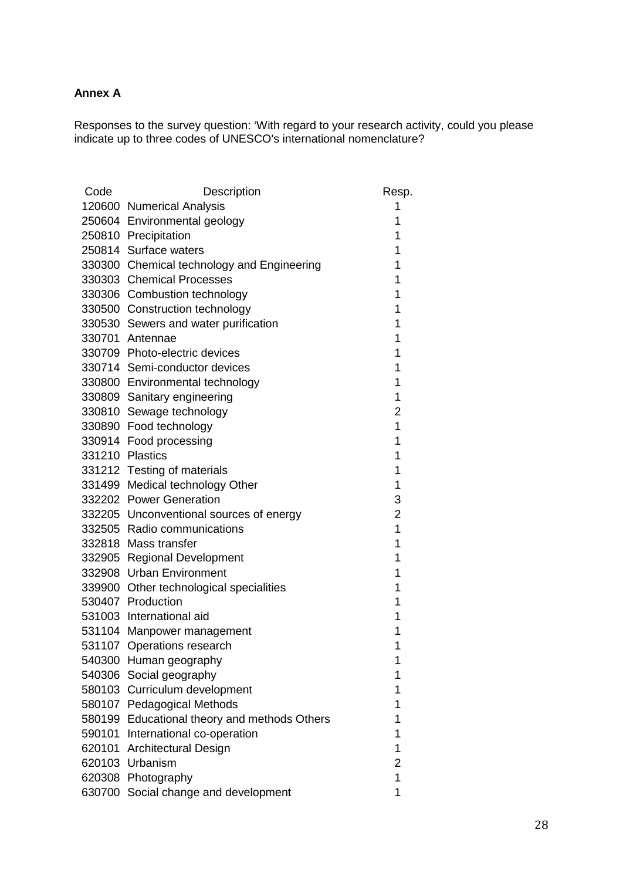**Annex A**

Responses to the survey question: 'With regard to your research activity, could you please indicate up to three codes of UNESCO's international nomenclature?

| Code | Description | Resp. |
|---|---|---|
| 120600 | Numerical Analysis | 1 |
| 250604 | Environmental geology | 1 |
| 250810 | Precipitation | 1 |
| 250814 | Surface waters | 1 |
| 330300 | Chemical technology and Engineering | 1 |
| 330303 | Chemical Processes | 1 |
| 330306 | Combustion technology | 1 |
| 330500 | Construction technology | 1 |
| 330530 | Sewers and water purification | 1 |
| 330701 | Antennae | 1 |
| 330709 | Photo-electric devices | 1 |
| 330714 | Semi-conductor devices | 1 |
| 330800 | Environmental technology | 1 |
| 330809 | Sanitary engineering | 1 |
| 330810 | Sewage technology | 2 |
| 330890 | Food technology | 1 |
| 330914 | Food processing | 1 |
| 331210 | Plastics | 1 |
| 331212 | Testing of materials | 1 |
| 331499 | Medical technology Other | 1 |
| 332202 | Power Generation | 3 |
| 332205 | Unconventional sources of energy | 2 |
| 332505 | Radio communications | 1 |
| 332818 | Mass transfer | 1 |
| 332905 | Regional Development | 1 |
| 332908 | Urban Environment | 1 |
| 339900 | Other technological specialities | 1 |
| 530407 | Production | 1 |
| 531003 | International aid | 1 |
| 531104 | Manpower management | 1 |
| 531107 | Operations research | 1 |
| 540300 | Human geography | 1 |
| 540306 | Social geography | 1 |
| 580103 | Curriculum development | 1 |
| 580107 | Pedagogical Methods | 1 |
| 580199 | Educational theory and methods Others | 1 |
| 590101 | International co-operation | 1 |
| 620101 | Architectural Design | 1 |
| 620103 | Urbanism | 2 |
| 620308 | Photography | 1 |
| 630700 | Social change and development | 1 |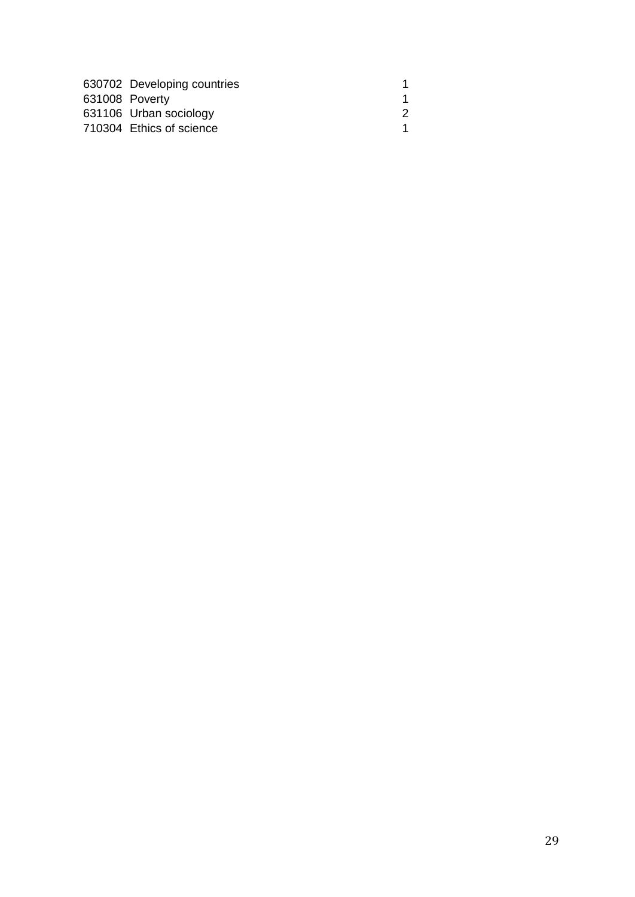| | | |
|---|---|---|
| 630702 | Developing countries | 1 |
| 631008 | Poverty | 1 |
| 631106 | Urban sociology | 2 |
| 710304 | Ethics of science | 1 |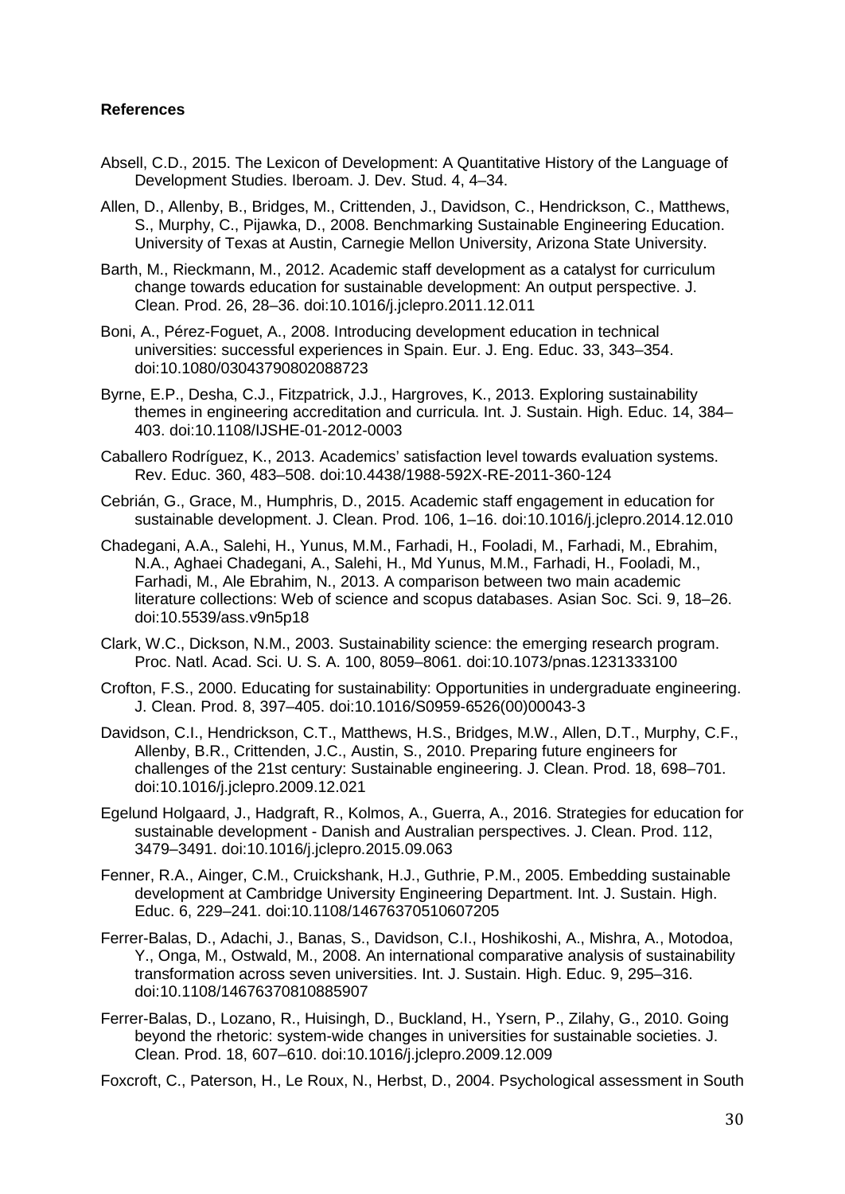**References**

Absell, C.D., 2015. The Lexicon of Development: A Quantitative History of the Language of Development Studies. Iberoam. J. Dev. Stud. 4, 4–34.

Allen, D., Allenby, B., Bridges, M., Crittenden, J., Davidson, C., Hendrickson, C., Matthews, S., Murphy, C., Pijawka, D., 2008. Benchmarking Sustainable Engineering Education. University of Texas at Austin, Carnegie Mellon University, Arizona State University.

Barth, M., Rieckmann, M., 2012. Academic staff development as a catalyst for curriculum change towards education for sustainable development: An output perspective. J. Clean. Prod. 26, 28–36. doi:10.1016/j.jclepro.2011.12.011

Boni, A., Pérez-Foguet, A., 2008. Introducing development education in technical universities: successful experiences in Spain. Eur. J. Eng. Educ. 33, 343–354. doi:10.1080/03043790802088723

Byrne, E.P., Desha, C.J., Fitzpatrick, J.J., Hargroves, K., 2013. Exploring sustainability themes in engineering accreditation and curricula. Int. J. Sustain. High. Educ. 14, 384–403. doi:10.1108/IJSHE-01-2012-0003

Caballero Rodríguez, K., 2013. Academics' satisfaction level towards evaluation systems. Rev. Educ. 360, 483–508. doi:10.4438/1988-592X-RE-2011-360-124

Cebrián, G., Grace, M., Humphris, D., 2015. Academic staff engagement in education for sustainable development. J. Clean. Prod. 106, 1–16. doi:10.1016/j.jclepro.2014.12.010

Chadegani, A.A., Salehi, H., Yunus, M.M., Farhadi, H., Fooladi, M., Farhadi, M., Ebrahim, N.A., Aghaei Chadegani, A., Salehi, H., Md Yunus, M.M., Farhadi, H., Fooladi, M., Farhadi, M., Ale Ebrahim, N., 2013. A comparison between two main academic literature collections: Web of science and scopus databases. Asian Soc. Sci. 9, 18–26. doi:10.5539/ass.v9n5p18

Clark, W.C., Dickson, N.M., 2003. Sustainability science: the emerging research program. Proc. Natl. Acad. Sci. U. S. A. 100, 8059–8061. doi:10.1073/pnas.1231333100

Crofton, F.S., 2000. Educating for sustainability: Opportunities in undergraduate engineering. J. Clean. Prod. 8, 397–405. doi:10.1016/S0959-6526(00)00043-3

Davidson, C.I., Hendrickson, C.T., Matthews, H.S., Bridges, M.W., Allen, D.T., Murphy, C.F., Allenby, B.R., Crittenden, J.C., Austin, S., 2010. Preparing future engineers for challenges of the 21st century: Sustainable engineering. J. Clean. Prod. 18, 698–701. doi:10.1016/j.jclepro.2009.12.021

Egelund Holgaard, J., Hadgraft, R., Kolmos, A., Guerra, A., 2016. Strategies for education for sustainable development - Danish and Australian perspectives. J. Clean. Prod. 112, 3479–3491. doi:10.1016/j.jclepro.2015.09.063

Fenner, R.A., Ainger, C.M., Cruickshank, H.J., Guthrie, P.M., 2005. Embedding sustainable development at Cambridge University Engineering Department. Int. J. Sustain. High. Educ. 6, 229–241. doi:10.1108/14676370510607205

Ferrer-Balas, D., Adachi, J., Banas, S., Davidson, C.I., Hoshikoshi, A., Mishra, A., Motodoa, Y., Onga, M., Ostwald, M., 2008. An international comparative analysis of sustainability transformation across seven universities. Int. J. Sustain. High. Educ. 9, 295–316. doi:10.1108/14676370810885907

Ferrer-Balas, D., Lozano, R., Huisingh, D., Buckland, H., Ysern, P., Zilahy, G., 2010. Going beyond the rhetoric: system-wide changes in universities for sustainable societies. J. Clean. Prod. 18, 607–610. doi:10.1016/j.jclepro.2009.12.009

Foxcroft, C., Paterson, H., Le Roux, N., Herbst, D., 2004. Psychological assessment in South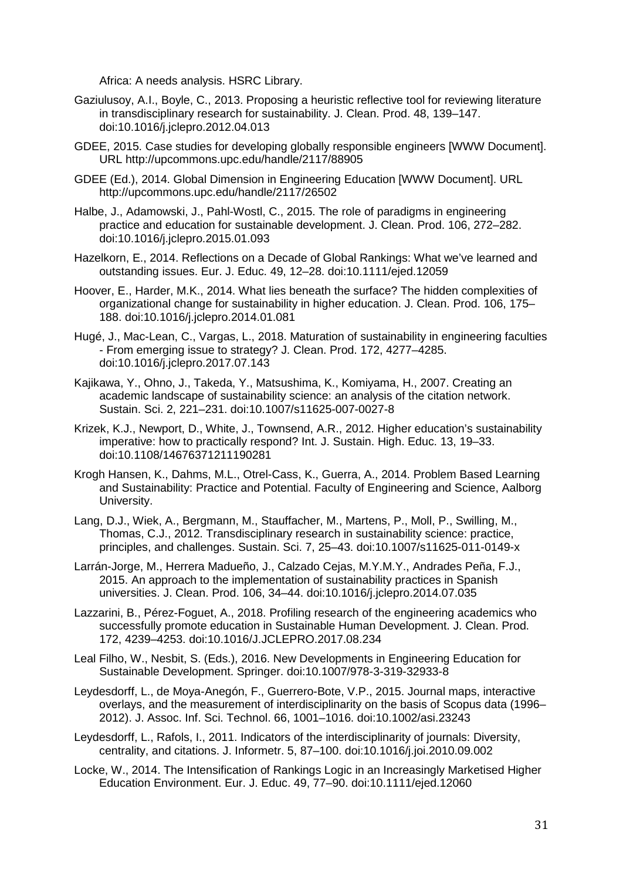Africa: A needs analysis. HSRC Library.

Gaziulusoy, A.I., Boyle, C., 2013. Proposing a heuristic reflective tool for reviewing literature in transdisciplinary research for sustainability. J. Clean. Prod. 48, 139–147. doi:10.1016/j.jclepro.2012.04.013

GDEE, 2015. Case studies for developing globally responsible engineers [WWW Document]. URL http://upcommons.upc.edu/handle/2117/88905

GDEE (Ed.), 2014. Global Dimension in Engineering Education [WWW Document]. URL http://upcommons.upc.edu/handle/2117/26502

Halbe, J., Adamowski, J., Pahl-Wostl, C., 2015. The role of paradigms in engineering practice and education for sustainable development. J. Clean. Prod. 106, 272–282. doi:10.1016/j.jclepro.2015.01.093

Hazelkorn, E., 2014. Reflections on a Decade of Global Rankings: What we've learned and outstanding issues. Eur. J. Educ. 49, 12–28. doi:10.1111/ejed.12059

Hoover, E., Harder, M.K., 2014. What lies beneath the surface? The hidden complexities of organizational change for sustainability in higher education. J. Clean. Prod. 106, 175–188. doi:10.1016/j.jclepro.2014.01.081

Hugé, J., Mac-Lean, C., Vargas, L., 2018. Maturation of sustainability in engineering faculties - From emerging issue to strategy? J. Clean. Prod. 172, 4277–4285. doi:10.1016/j.jclepro.2017.07.143

Kajikawa, Y., Ohno, J., Takeda, Y., Matsushima, K., Komiyama, H., 2007. Creating an academic landscape of sustainability science: an analysis of the citation network. Sustain. Sci. 2, 221–231. doi:10.1007/s11625-007-0027-8

Krizek, K.J., Newport, D., White, J., Townsend, A.R., 2012. Higher education's sustainability imperative: how to practically respond? Int. J. Sustain. High. Educ. 13, 19–33. doi:10.1108/14676371211190281

Krogh Hansen, K., Dahms, M.L., Otrel-Cass, K., Guerra, A., 2014. Problem Based Learning and Sustainability: Practice and Potential. Faculty of Engineering and Science, Aalborg University.

Lang, D.J., Wiek, A., Bergmann, M., Stauffacher, M., Martens, P., Moll, P., Swilling, M., Thomas, C.J., 2012. Transdisciplinary research in sustainability science: practice, principles, and challenges. Sustain. Sci. 7, 25–43. doi:10.1007/s11625-011-0149-x

Larrán-Jorge, M., Herrera Madueño, J., Calzado Cejas, M.Y.M.Y., Andrades Peña, F.J., 2015. An approach to the implementation of sustainability practices in Spanish universities. J. Clean. Prod. 106, 34–44. doi:10.1016/j.jclepro.2014.07.035

Lazzarini, B., Pérez-Foguet, A., 2018. Profiling research of the engineering academics who successfully promote education in Sustainable Human Development. J. Clean. Prod. 172, 4239–4253. doi:10.1016/J.JCLEPRO.2017.08.234

Leal Filho, W., Nesbit, S. (Eds.), 2016. New Developments in Engineering Education for Sustainable Development. Springer. doi:10.1007/978-3-319-32933-8

Leydesdorff, L., de Moya-Anegón, F., Guerrero-Bote, V.P., 2015. Journal maps, interactive overlays, and the measurement of interdisciplinarity on the basis of Scopus data (1996–2012). J. Assoc. Inf. Sci. Technol. 66, 1001–1016. doi:10.1002/asi.23243

Leydesdorff, L., Rafols, I., 2011. Indicators of the interdisciplinarity of journals: Diversity, centrality, and citations. J. Informetr. 5, 87–100. doi:10.1016/j.joi.2010.09.002

Locke, W., 2014. The Intensification of Rankings Logic in an Increasingly Marketised Higher Education Environment. Eur. J. Educ. 49, 77–90. doi:10.1111/ejed.12060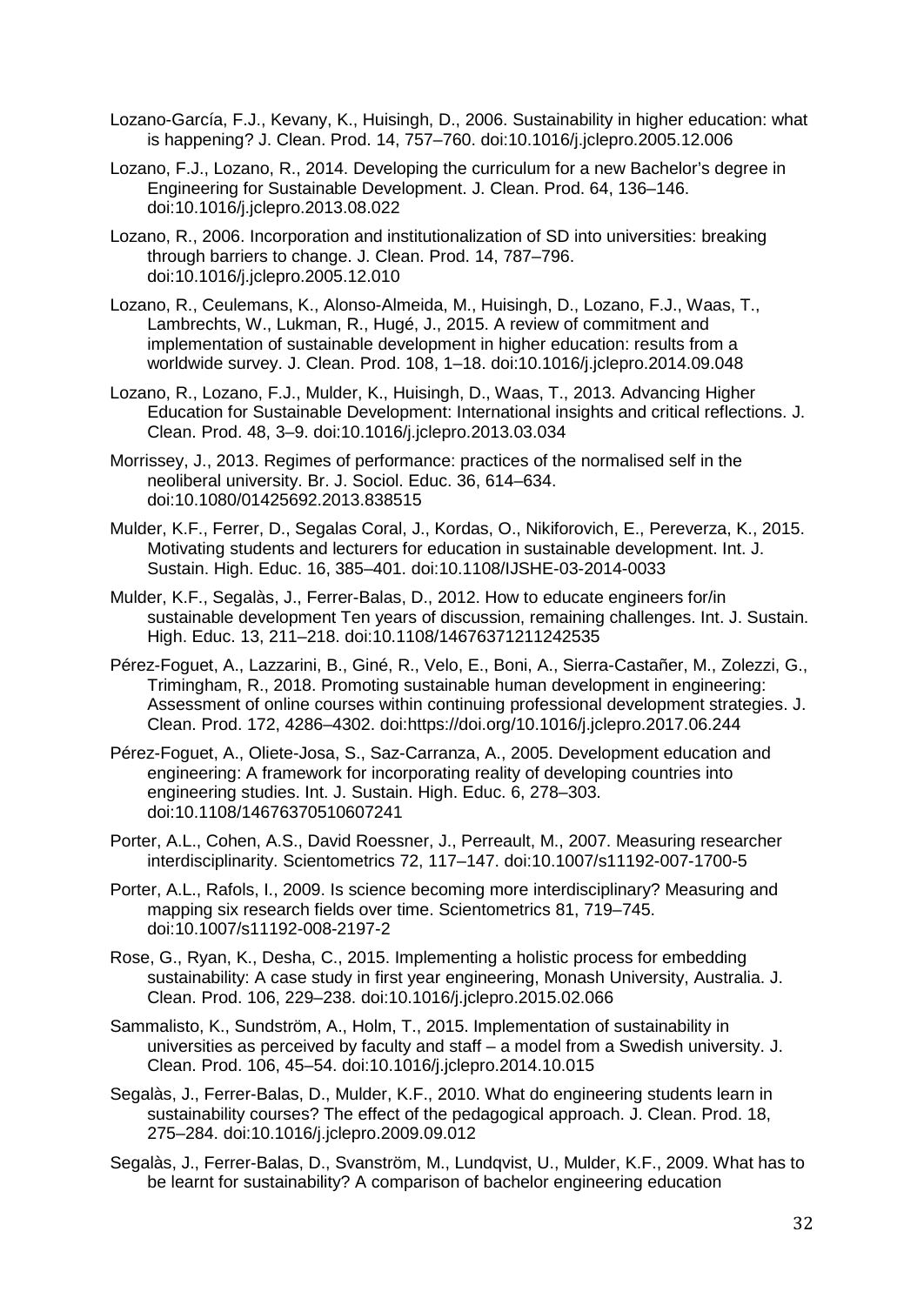Lozano-García, F.J., Kevany, K., Huisingh, D., 2006. Sustainability in higher education: what is happening? J. Clean. Prod. 14, 757–760. doi:10.1016/j.jclepro.2005.12.006

Lozano, F.J., Lozano, R., 2014. Developing the curriculum for a new Bachelor's degree in Engineering for Sustainable Development. J. Clean. Prod. 64, 136–146. doi:10.1016/j.jclepro.2013.08.022

Lozano, R., 2006. Incorporation and institutionalization of SD into universities: breaking through barriers to change. J. Clean. Prod. 14, 787–796. doi:10.1016/j.jclepro.2005.12.010

Lozano, R., Ceulemans, K., Alonso-Almeida, M., Huisingh, D., Lozano, F.J., Waas, T., Lambrechts, W., Lukman, R., Hugé, J., 2015. A review of commitment and implementation of sustainable development in higher education: results from a worldwide survey. J. Clean. Prod. 108, 1–18. doi:10.1016/j.jclepro.2014.09.048

Lozano, R., Lozano, F.J., Mulder, K., Huisingh, D., Waas, T., 2013. Advancing Higher Education for Sustainable Development: International insights and critical reflections. J. Clean. Prod. 48, 3–9. doi:10.1016/j.jclepro.2013.03.034

Morrissey, J., 2013. Regimes of performance: practices of the normalised self in the neoliberal university. Br. J. Sociol. Educ. 36, 614–634. doi:10.1080/01425692.2013.838515

Mulder, K.F., Ferrer, D., Segalas Coral, J., Kordas, O., Nikiforovich, E., Pereverza, K., 2015. Motivating students and lecturers for education in sustainable development. Int. J. Sustain. High. Educ. 16, 385–401. doi:10.1108/IJSHE-03-2014-0033

Mulder, K.F., Segalàs, J., Ferrer-Balas, D., 2012. How to educate engineers for/in sustainable development Ten years of discussion, remaining challenges. Int. J. Sustain. High. Educ. 13, 211–218. doi:10.1108/14676371211242535

Pérez-Foguet, A., Lazzarini, B., Giné, R., Velo, E., Boni, A., Sierra-Castañer, M., Zolezzi, G., Trimingham, R., 2018. Promoting sustainable human development in engineering: Assessment of online courses within continuing professional development strategies. J. Clean. Prod. 172, 4286–4302. doi:https://doi.org/10.1016/j.jclepro.2017.06.244

Pérez-Foguet, A., Oliete-Josa, S., Saz-Carranza, A., 2005. Development education and engineering: A framework for incorporating reality of developing countries into engineering studies. Int. J. Sustain. High. Educ. 6, 278–303. doi:10.1108/14676370510607241

Porter, A.L., Cohen, A.S., David Roessner, J., Perreault, M., 2007. Measuring researcher interdisciplinarity. Scientometrics 72, 117–147. doi:10.1007/s11192-007-1700-5

Porter, A.L., Rafols, I., 2009. Is science becoming more interdisciplinary? Measuring and mapping six research fields over time. Scientometrics 81, 719–745. doi:10.1007/s11192-008-2197-2

Rose, G., Ryan, K., Desha, C., 2015. Implementing a holistic process for embedding sustainability: A case study in first year engineering, Monash University, Australia. J. Clean. Prod. 106, 229–238. doi:10.1016/j.jclepro.2015.02.066

Sammalisto, K., Sundström, A., Holm, T., 2015. Implementation of sustainability in universities as perceived by faculty and staff – a model from a Swedish university. J. Clean. Prod. 106, 45–54. doi:10.1016/j.jclepro.2014.10.015

Segalàs, J., Ferrer-Balas, D., Mulder, K.F., 2010. What do engineering students learn in sustainability courses? The effect of the pedagogical approach. J. Clean. Prod. 18, 275–284. doi:10.1016/j.jclepro.2009.09.012

Segalàs, J., Ferrer-Balas, D., Svanström, M., Lundqvist, U., Mulder, K.F., 2009. What has to be learnt for sustainability? A comparison of bachelor engineering education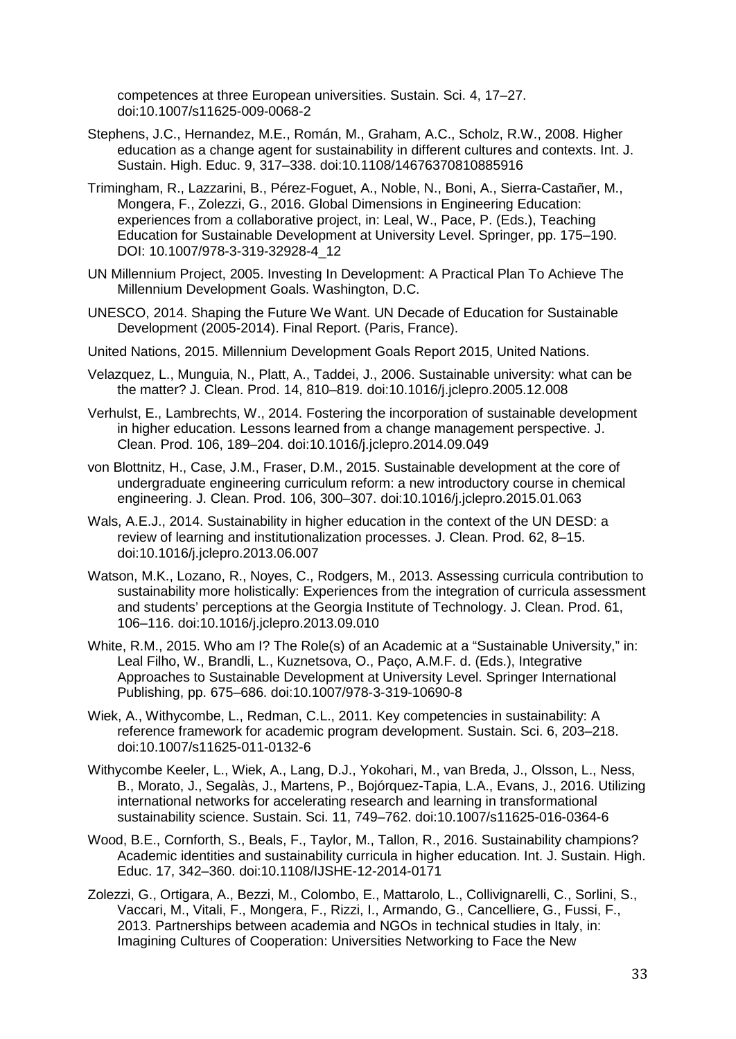competences at three European universities. Sustain. Sci. 4, 17–27. doi:10.1007/s11625-009-0068-2

Stephens, J.C., Hernandez, M.E., Román, M., Graham, A.C., Scholz, R.W., 2008. Higher education as a change agent for sustainability in different cultures and contexts. Int. J. Sustain. High. Educ. 9, 317–338. doi:10.1108/14676370810885916

Trimingham, R., Lazzarini, B., Pérez-Foguet, A., Noble, N., Boni, A., Sierra-Castañer, M., Mongera, F., Zolezzi, G., 2016. Global Dimensions in Engineering Education: experiences from a collaborative project, in: Leal, W., Pace, P. (Eds.), Teaching Education for Sustainable Development at University Level. Springer, pp. 175–190. DOI: 10.1007/978-3-319-32928-4_12

UN Millennium Project, 2005. Investing In Development: A Practical Plan To Achieve The Millennium Development Goals. Washington, D.C.

UNESCO, 2014. Shaping the Future We Want. UN Decade of Education for Sustainable Development (2005-2014). Final Report. (Paris, France).

United Nations, 2015. Millennium Development Goals Report 2015, United Nations.

Velazquez, L., Munguia, N., Platt, A., Taddei, J., 2006. Sustainable university: what can be the matter? J. Clean. Prod. 14, 810–819. doi:10.1016/j.jclepro.2005.12.008

Verhulst, E., Lambrechts, W., 2014. Fostering the incorporation of sustainable development in higher education. Lessons learned from a change management perspective. J. Clean. Prod. 106, 189–204. doi:10.1016/j.jclepro.2014.09.049

von Blottnitz, H., Case, J.M., Fraser, D.M., 2015. Sustainable development at the core of undergraduate engineering curriculum reform: a new introductory course in chemical engineering. J. Clean. Prod. 106, 300–307. doi:10.1016/j.jclepro.2015.01.063

Wals, A.E.J., 2014. Sustainability in higher education in the context of the UN DESD: a review of learning and institutionalization processes. J. Clean. Prod. 62, 8–15. doi:10.1016/j.jclepro.2013.06.007

Watson, M.K., Lozano, R., Noyes, C., Rodgers, M., 2013. Assessing curricula contribution to sustainability more holistically: Experiences from the integration of curricula assessment and students' perceptions at the Georgia Institute of Technology. J. Clean. Prod. 61, 106–116. doi:10.1016/j.jclepro.2013.09.010

White, R.M., 2015. Who am I? The Role(s) of an Academic at a "Sustainable University," in: Leal Filho, W., Brandli, L., Kuznetsova, O., Paço, A.M.F. d. (Eds.), Integrative Approaches to Sustainable Development at University Level. Springer International Publishing, pp. 675–686. doi:10.1007/978-3-319-10690-8

Wiek, A., Withycombe, L., Redman, C.L., 2011. Key competencies in sustainability: A reference framework for academic program development. Sustain. Sci. 6, 203–218. doi:10.1007/s11625-011-0132-6

Withycombe Keeler, L., Wiek, A., Lang, D.J., Yokohari, M., van Breda, J., Olsson, L., Ness, B., Morato, J., Segalàs, J., Martens, P., Bojórquez-Tapia, L.A., Evans, J., 2016. Utilizing international networks for accelerating research and learning in transformational sustainability science. Sustain. Sci. 11, 749–762. doi:10.1007/s11625-016-0364-6

Wood, B.E., Cornforth, S., Beals, F., Taylor, M., Tallon, R., 2016. Sustainability champions? Academic identities and sustainability curricula in higher education. Int. J. Sustain. High. Educ. 17, 342–360. doi:10.1108/IJSHE-12-2014-0171

Zolezzi, G., Ortigara, A., Bezzi, M., Colombo, E., Mattarolo, L., Collivignarelli, C., Sorlini, S., Vaccari, M., Vitali, F., Mongera, F., Rizzi, I., Armando, G., Cancelliere, G., Fussi, F., 2013. Partnerships between academia and NGOs in technical studies in Italy, in: Imagining Cultures of Cooperation: Universities Networking to Face the New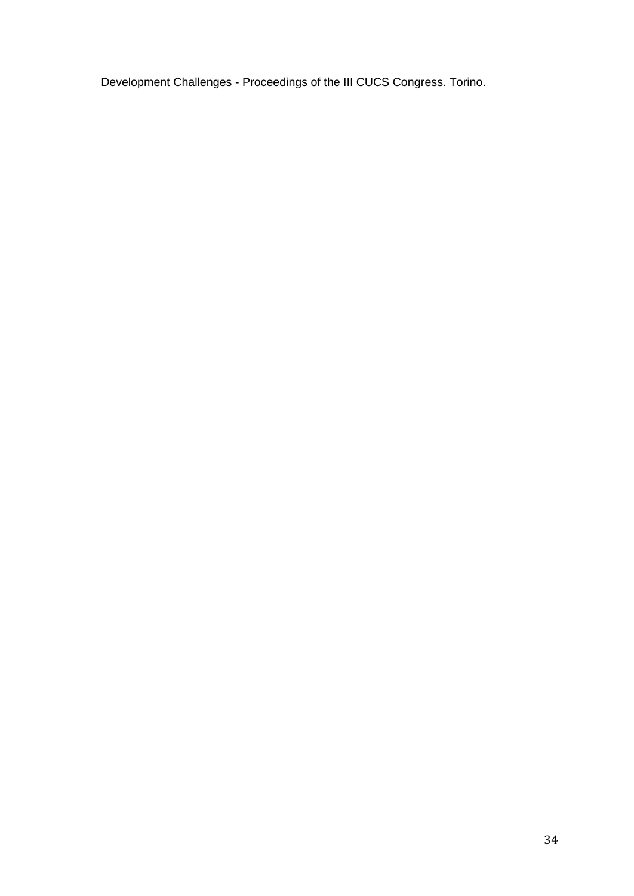Development Challenges - Proceedings of the III CUCS Congress. Torino.